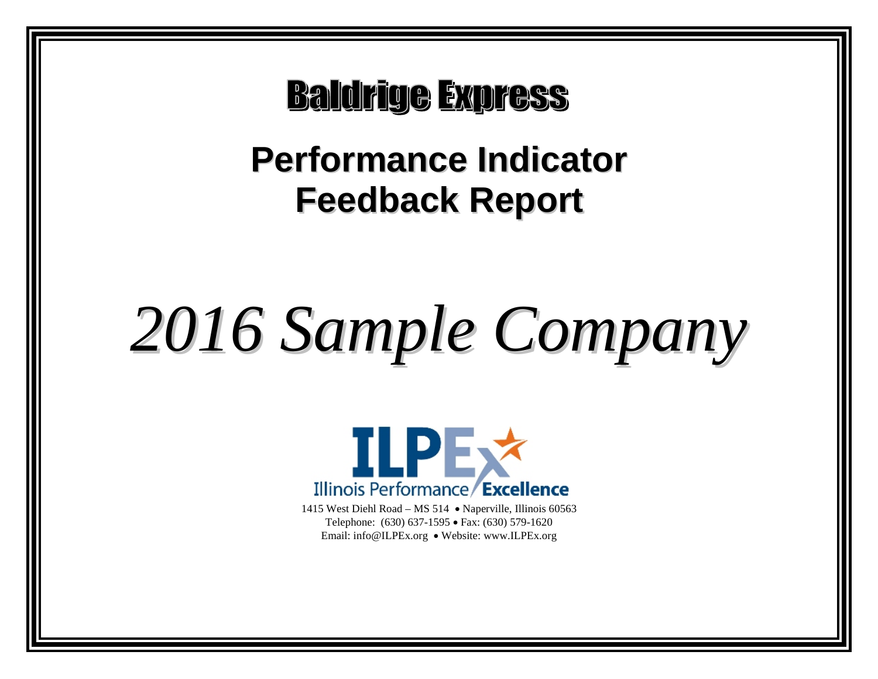# Baldrige Express

## Performance Indicator Feedback Report

# *2016 Sample Company*

ILPEx

Illinois Performance Excellence

1415 West Diehl Road – MS 514 • Naperville, Illinois 60563
Telephone: (630) 637-1595 • Fax: (630) 579-1620
Email: info@ILPEx.org • Website: www.ILPEx.org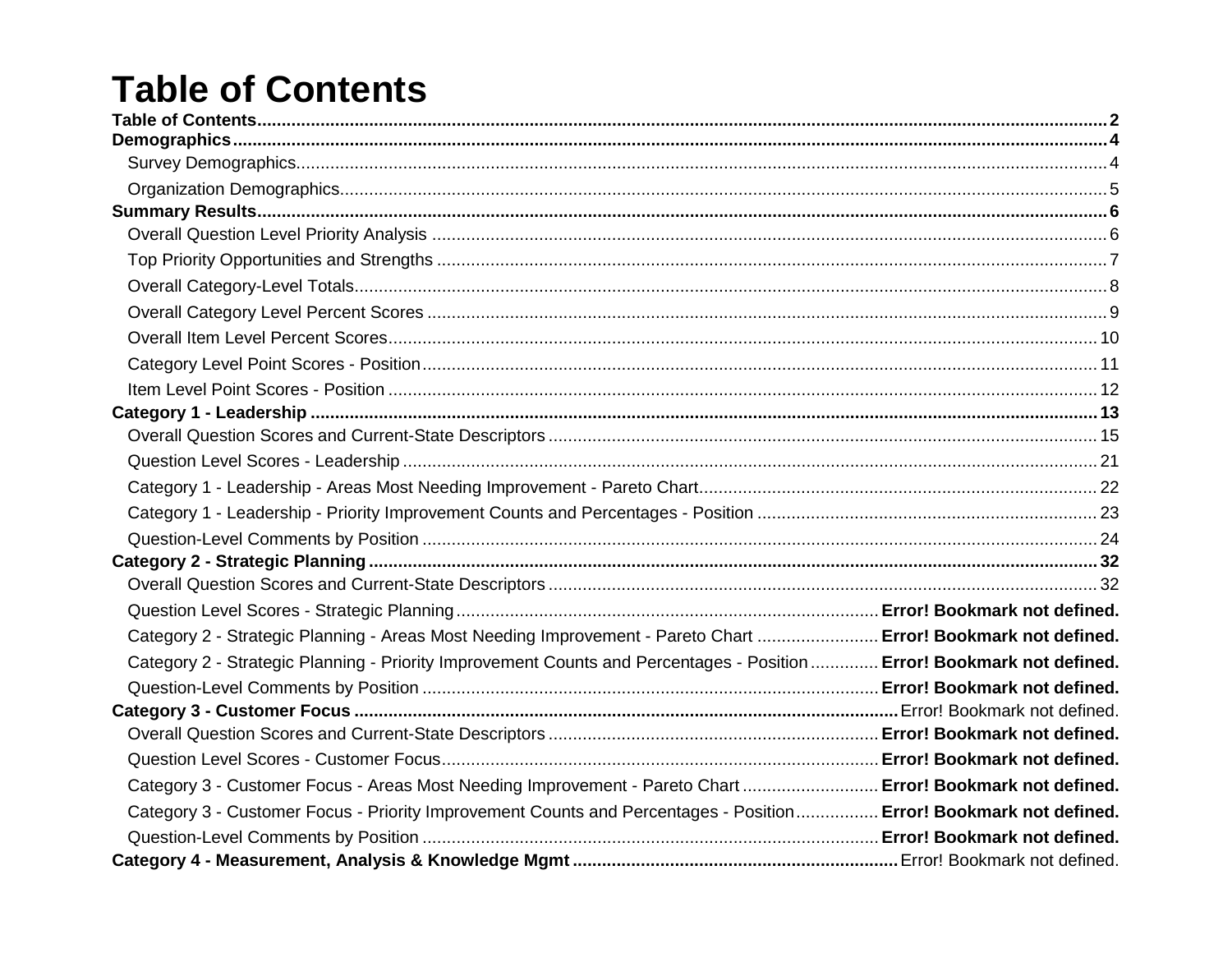# Table of Contents

**Table of Contents** ........ **2**
**Demographics** ........ **4**
- Survey Demographics ........ 4
- Organization Demographics ........ 5

**Summary Results** ........ **6**
- Overall Question Level Priority Analysis ........ 6
- Top Priority Opportunities and Strengths ........ 7
- Overall Category-Level Totals ........ 8
- Overall Category Level Percent Scores ........ 9
- Overall Item Level Percent Scores ........ 10
- Category Level Point Scores - Position ........ 11
- Item Level Point Scores - Position ........ 12

**Category 1 - Leadership** ........ **13**
- Overall Question Scores and Current-State Descriptors ........ 15
- Question Level Scores - Leadership ........ 21
- Category 1 - Leadership - Areas Most Needing Improvement - Pareto Chart ........ 22
- Category 1 - Leadership - Priority Improvement Counts and Percentages - Position ........ 23
- Question-Level Comments by Position ........ 24

**Category 2 - Strategic Planning** ........ **32**
- Overall Question Scores and Current-State Descriptors ........ 32
- Question Level Scores - Strategic Planning ........ **Error! Bookmark not defined.**
- Category 2 - Strategic Planning - Areas Most Needing Improvement - Pareto Chart ........ **Error! Bookmark not defined.**
- Category 2 - Strategic Planning - Priority Improvement Counts and Percentages - Position ........ **Error! Bookmark not defined.**
- Question-Level Comments by Position ........ **Error! Bookmark not defined.**

**Category 3 - Customer Focus** ........ Error! Bookmark not defined.
- Overall Question Scores and Current-State Descriptors ........ **Error! Bookmark not defined.**
- Question Level Scores - Customer Focus ........ **Error! Bookmark not defined.**
- Category 3 - Customer Focus - Areas Most Needing Improvement - Pareto Chart ........ **Error! Bookmark not defined.**
- Category 3 - Customer Focus - Priority Improvement Counts and Percentages - Position ........ **Error! Bookmark not defined.**
- Question-Level Comments by Position ........ **Error! Bookmark not defined.**

**Category 4 - Measurement, Analysis & Knowledge Mgmt** ........ Error! Bookmark not defined.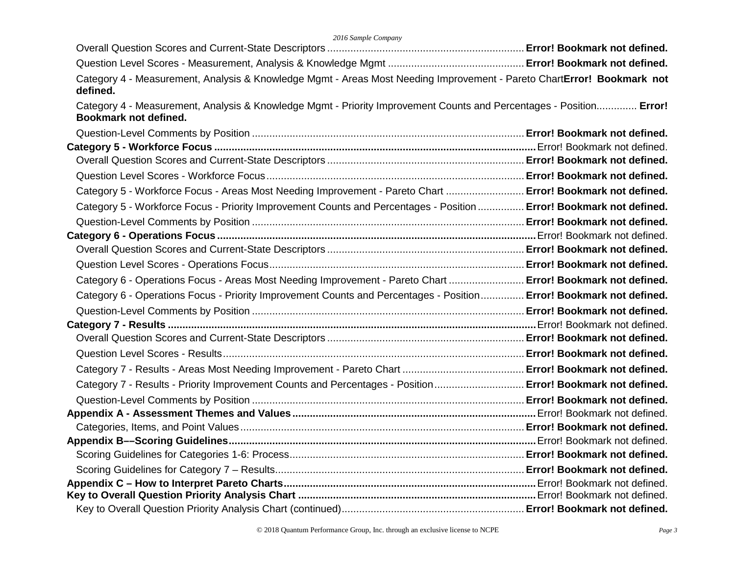Overall Question Scores and Current-State Descriptors .................................................................... **Error! Bookmark not defined.**

Question Level Scores - Measurement, Analysis & Knowledge Mgmt ............................................... **Error! Bookmark not defined.**

Category 4 - Measurement, Analysis & Knowledge Mgmt - Areas Most Needing Improvement - Pareto Chart**Error! Bookmark not defined.**

Category 4 - Measurement, Analysis & Knowledge Mgmt - Priority Improvement Counts and Percentages - Position.............. **Error! Bookmark not defined.**

Question-Level Comments by Position .............................................................................................. **Error! Bookmark not defined.**

**Category 5 - Workforce Focus** ............................................................................................................... Error! Bookmark not defined.

Overall Question Scores and Current-State Descriptors .................................................................... **Error! Bookmark not defined.**

Question Level Scores - Workforce Focus .......................................................................................... **Error! Bookmark not defined.**

Category 5 - Workforce Focus - Areas Most Needing Improvement - Pareto Chart ........................... **Error! Bookmark not defined.**

Category 5 - Workforce Focus - Priority Improvement Counts and Percentages - Position ................ **Error! Bookmark not defined.**

Question-Level Comments by Position .............................................................................................. **Error! Bookmark not defined.**

**Category 6 - Operations Focus** ............................................................................................................... Error! Bookmark not defined.

Overall Question Scores and Current-State Descriptors .................................................................... **Error! Bookmark not defined.**

Question Level Scores - Operations Focus ......................................................................................... **Error! Bookmark not defined.**

Category 6 - Operations Focus - Areas Most Needing Improvement - Pareto Chart .......................... **Error! Bookmark not defined.**

Category 6 - Operations Focus - Priority Improvement Counts and Percentages - Position ............... **Error! Bookmark not defined.**

Question-Level Comments by Position .............................................................................................. **Error! Bookmark not defined.**

**Category 7 - Results** ................................................................................................................................ Error! Bookmark not defined.

Overall Question Scores and Current-State Descriptors .................................................................... **Error! Bookmark not defined.**

Question Level Scores - Results ......................................................................................................... **Error! Bookmark not defined.**

Category 7 - Results - Areas Most Needing Improvement - Pareto Chart ........................................... **Error! Bookmark not defined.**

Category 7 - Results - Priority Improvement Counts and Percentages - Position ............................... **Error! Bookmark not defined.**

Question-Level Comments by Position .............................................................................................. **Error! Bookmark not defined.**

**Appendix A - Assessment Themes and Values** .................................................................................... Error! Bookmark not defined.

Categories, Items, and Point Values .................................................................................................. **Error! Bookmark not defined.**

**Appendix B––Scoring Guidelines** .......................................................................................................... Error! Bookmark not defined.

Scoring Guidelines for Categories 1-6: Process ................................................................................. **Error! Bookmark not defined.**

Scoring Guidelines for Category 7 – Results ...................................................................................... **Error! Bookmark not defined.**

**Appendix C – How to Interpret Pareto Charts** ...................................................................................... Error! Bookmark not defined.

**Key to Overall Question Priority Analysis Chart** .................................................................................. Error! Bookmark not defined.

Key to Overall Question Priority Analysis Chart (continued) ............................................................... **Error! Bookmark not defined.**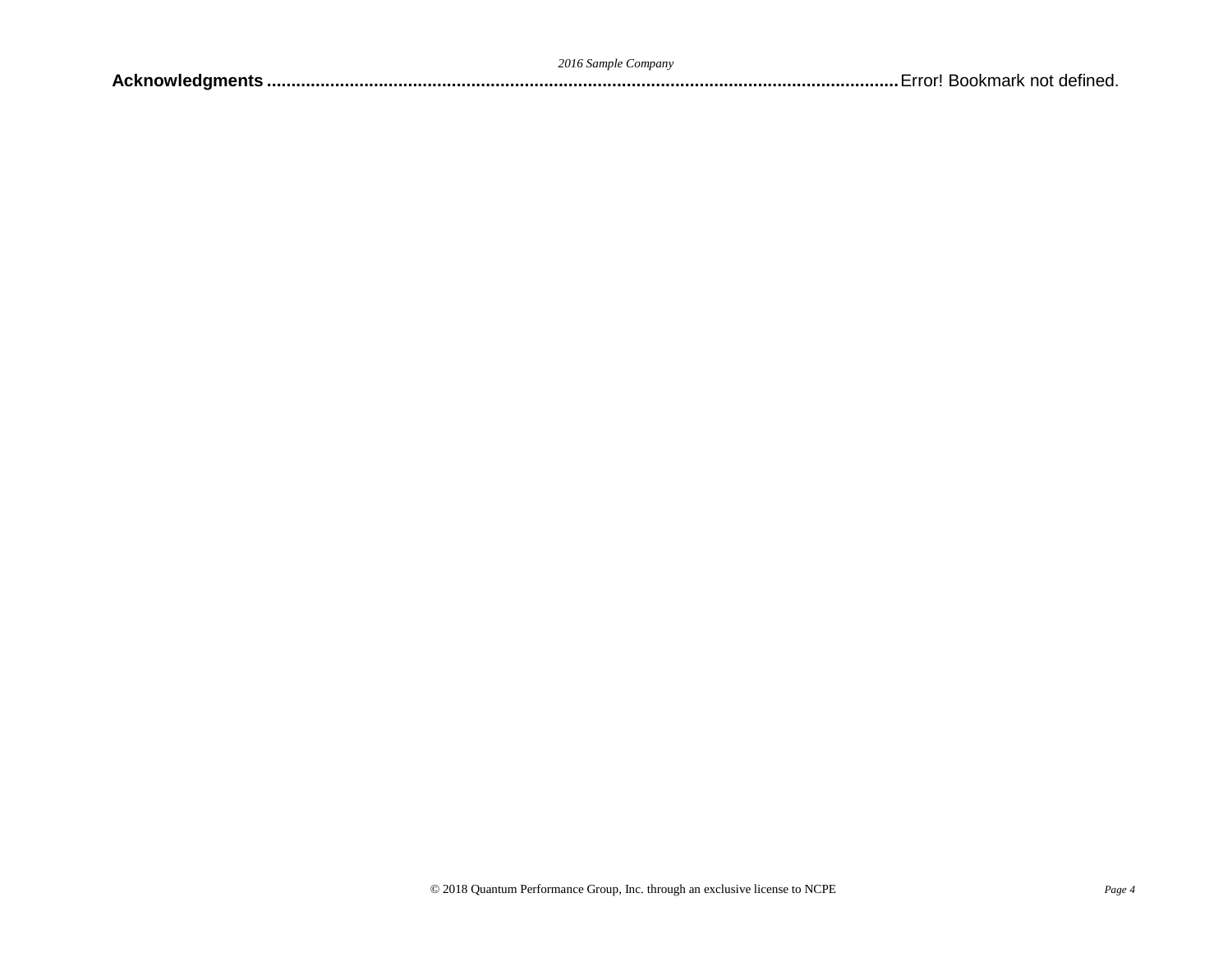**Acknowledgments** ........................................................................................................................ Error! Bookmark not defined.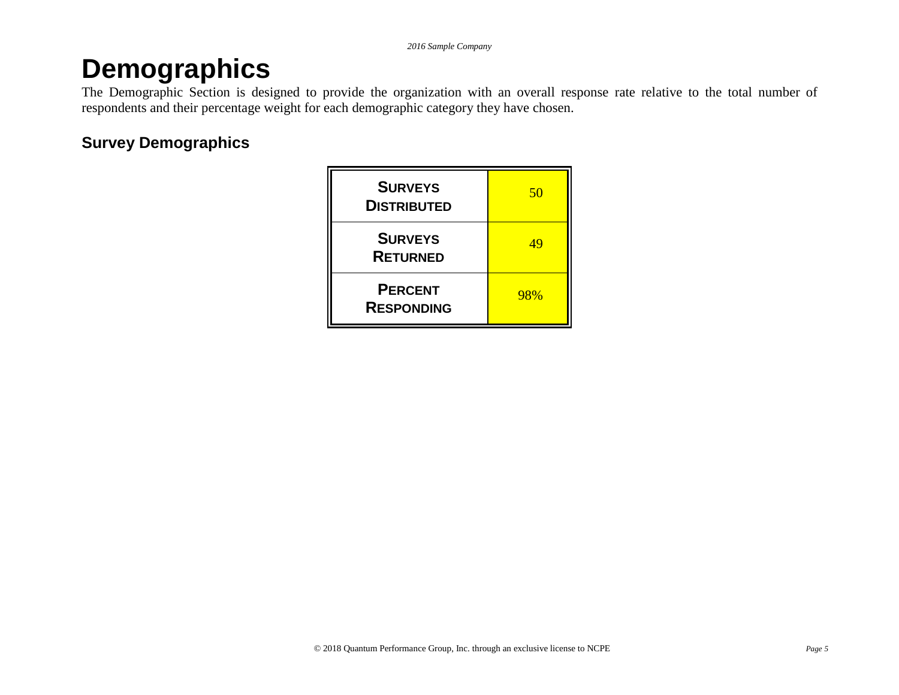# Demographics

The Demographic Section is designed to provide the organization with an overall response rate relative to the total number of respondents and their percentage weight for each demographic category they have chosen.

## Survey Demographics

| | |
|---|---|
| **SURVEYS DISTRIBUTED** | 50 |
| **SURVEYS RETURNED** | 49 |
| **PERCENT RESPONDING** | 98% |

© 2018 Quantum Performance Group, Inc. through an exclusive license to NCPE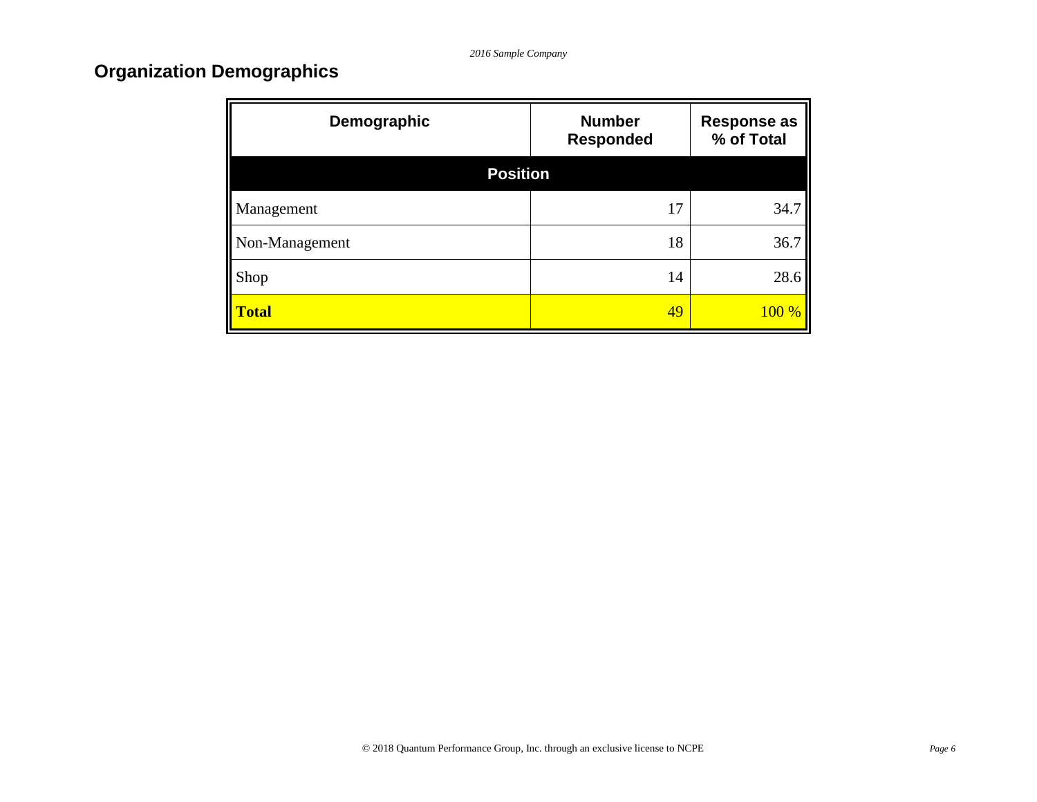## Organization Demographics

| Demographic | Number Responded | Response as % of Total |
|---|---|---|
| **Position** | | |
| Management | 17 | 34.7 |
| Non-Management | 18 | 36.7 |
| Shop | 14 | 28.6 |
| **Total** | 49 | 100 % |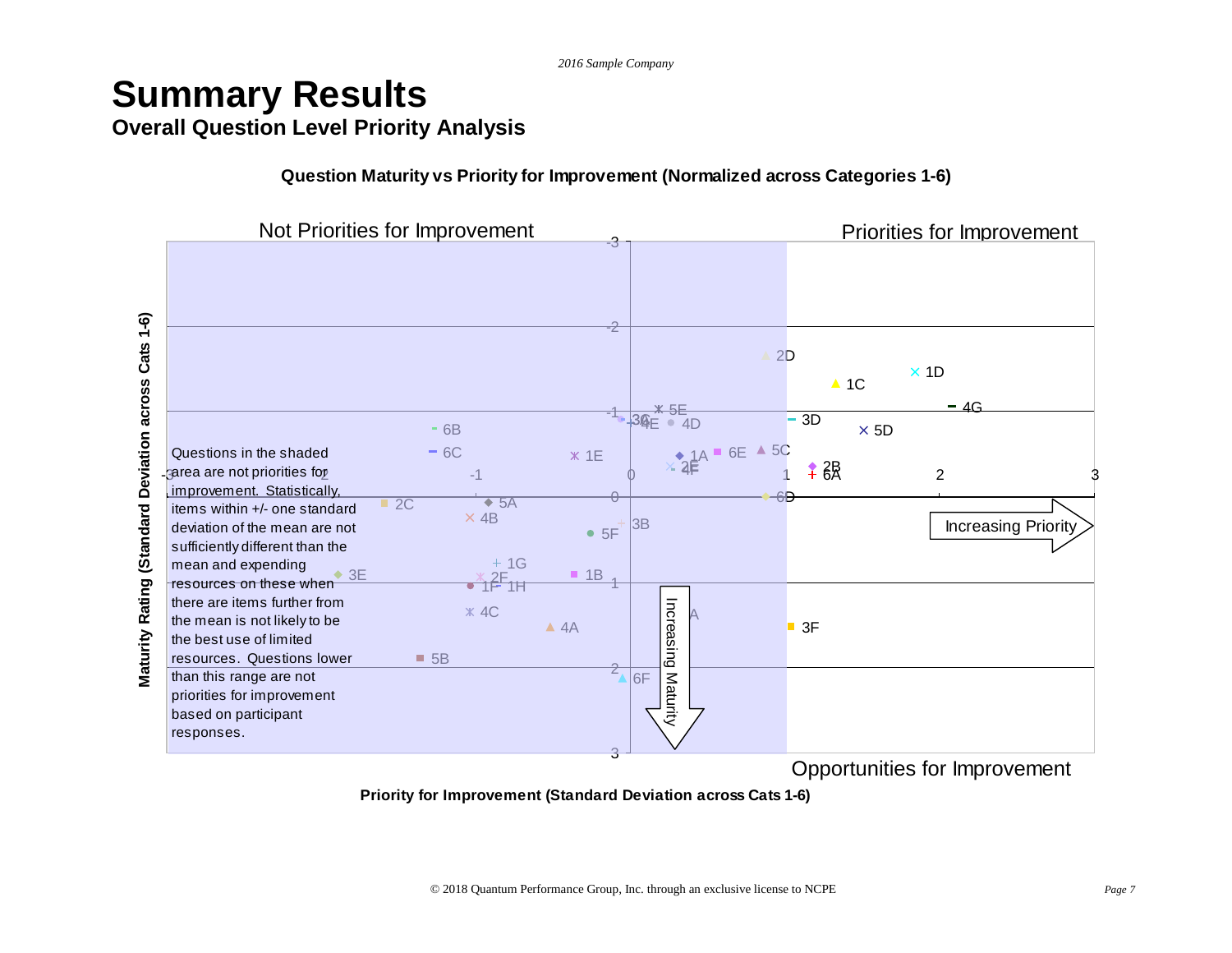# Summary Results

## Overall Question Level Priority Analysis

**Question Maturity vs Priority for Improvement (Normalized across Categories 1-6)**

Not Priorities for Improvement

Priorities for Improvement

Questions in the shaded area are not priorities for improvement. Statistically, items within +/- one standard deviation of the mean are not sufficiently different than the mean and expending resources on these when there are items further from the mean is not likely to be the best use of limited resources. Questions lower than this range are not priorities for improvement based on participant responses.

Increasing Priority

Increasing Maturity

Opportunities for Improvement

Maturity Rating (Standard Deviation across Cats 1-6)

Priority for Improvement (Standard Deviation across Cats 1-6)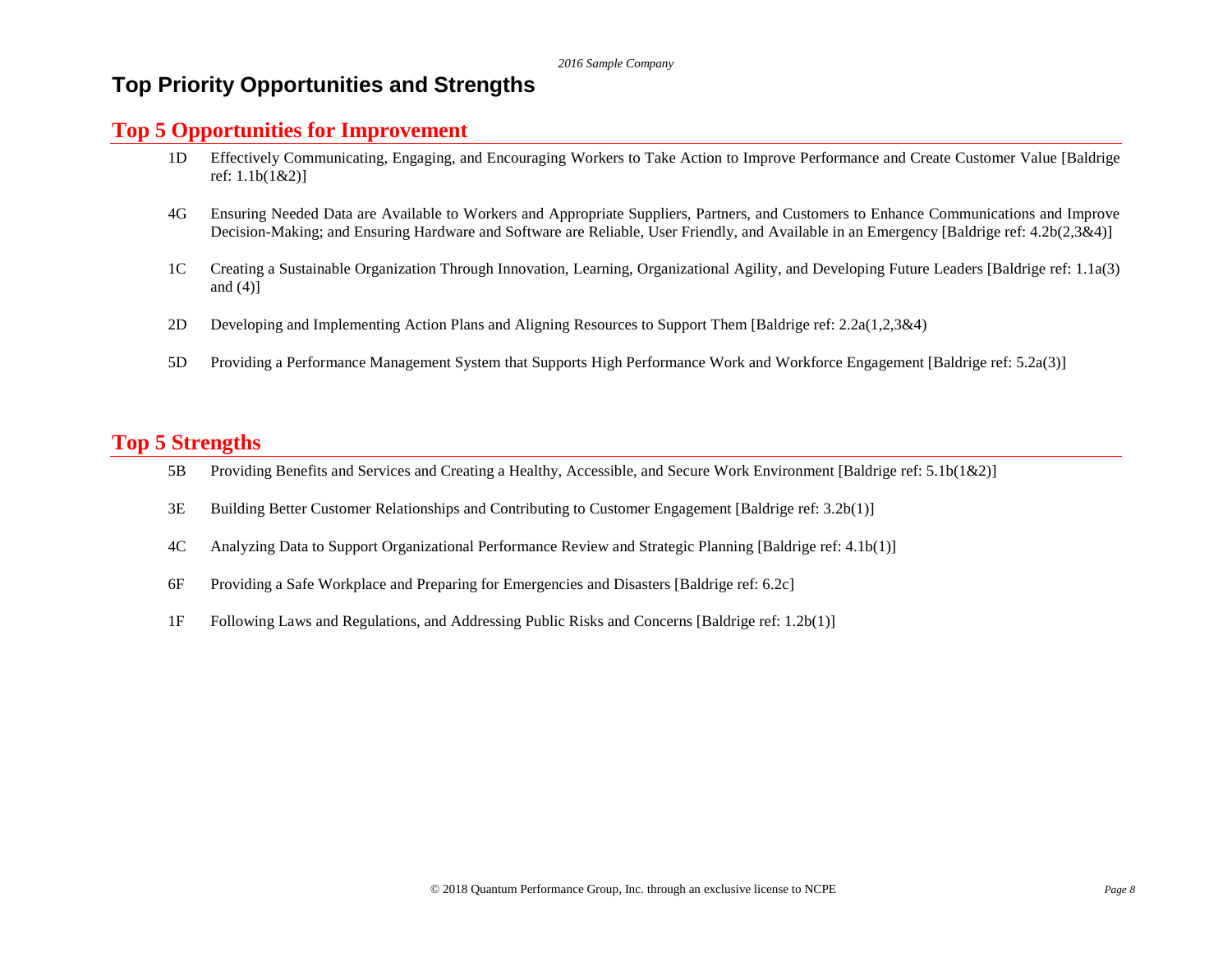# Top Priority Opportunities and Strengths

## Top 5 Opportunities for Improvement

- 1D Effectively Communicating, Engaging, and Encouraging Workers to Take Action to Improve Performance and Create Customer Value [Baldrige ref: 1.1b(1&2)]

- 4G Ensuring Needed Data are Available to Workers and Appropriate Suppliers, Partners, and Customers to Enhance Communications and Improve Decision-Making; and Ensuring Hardware and Software are Reliable, User Friendly, and Available in an Emergency [Baldrige ref: 4.2b(2,3&4)]

- 1C Creating a Sustainable Organization Through Innovation, Learning, Organizational Agility, and Developing Future Leaders [Baldrige ref: 1.1a(3) and (4)]

- 2D Developing and Implementing Action Plans and Aligning Resources to Support Them [Baldrige ref: 2.2a(1,2,3&4)

- 5D Providing a Performance Management System that Supports High Performance Work and Workforce Engagement [Baldrige ref: 5.2a(3)]

## Top 5 Strengths

- 5B Providing Benefits and Services and Creating a Healthy, Accessible, and Secure Work Environment [Baldrige ref: 5.1b(1&2)]

- 3E Building Better Customer Relationships and Contributing to Customer Engagement [Baldrige ref: 3.2b(1)]

- 4C Analyzing Data to Support Organizational Performance Review and Strategic Planning [Baldrige ref: 4.1b(1)]

- 6F Providing a Safe Workplace and Preparing for Emergencies and Disasters [Baldrige ref: 6.2c]

- 1F Following Laws and Regulations, and Addressing Public Risks and Concerns [Baldrige ref: 1.2b(1)]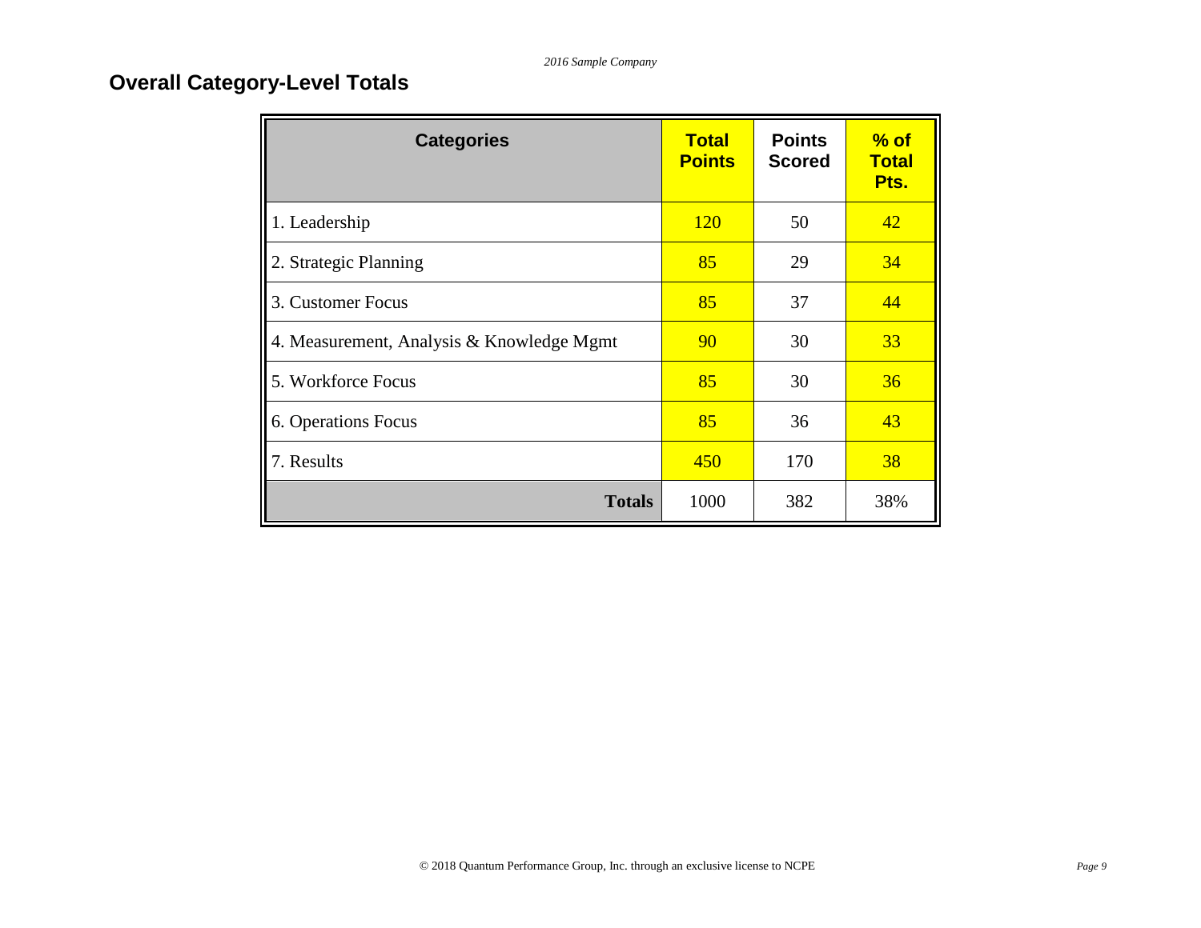## Overall Category-Level Totals

| Categories | Total Points | Points Scored | % of Total Pts. |
|---|---|---|---|
| 1. Leadership | 120 | 50 | 42 |
| 2. Strategic Planning | 85 | 29 | 34 |
| 3. Customer Focus | 85 | 37 | 44 |
| 4. Measurement, Analysis & Knowledge Mgmt | 90 | 30 | 33 |
| 5. Workforce Focus | 85 | 30 | 36 |
| 6. Operations Focus | 85 | 36 | 43 |
| 7. Results | 450 | 170 | 38 |
| **Totals** | 1000 | 382 | 38% |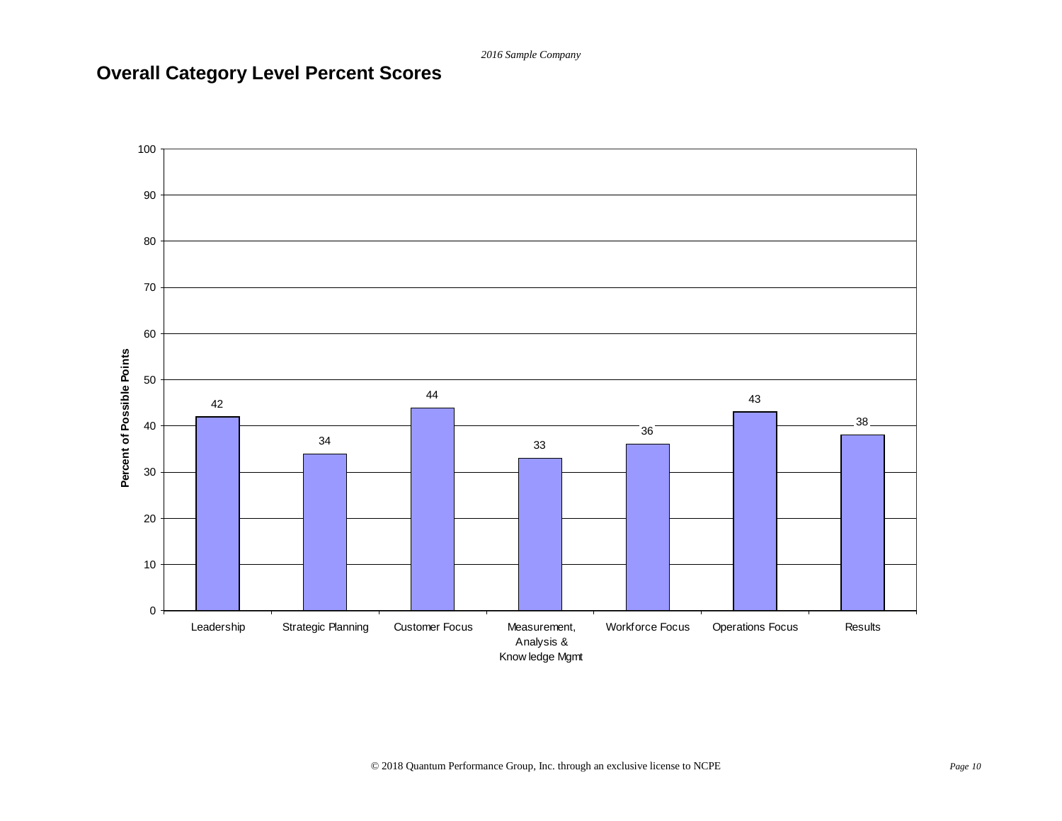## Overall Category Level Percent Scores

| Category | Percent of Possible Points |
|---|---|
| Leadership | 42 |
| Strategic Planning | 34 |
| Customer Focus | 44 |
| Measurement, Analysis & Knowledge Mgmt | 33 |
| Workforce Focus | 36 |
| Operations Focus | 43 |
| Results | 38 |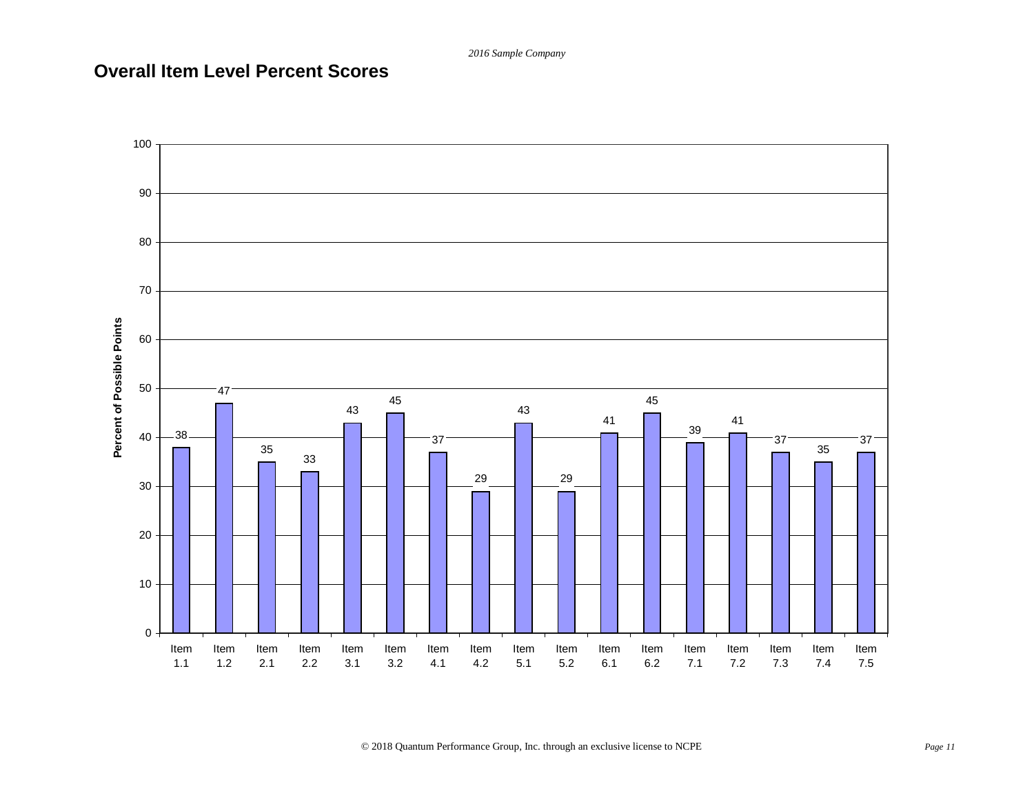## Overall Item Level Percent Scores

| Item | Percent of Possible Points |
| --- | --- |
| Item 1.1 | 38 |
| Item 1.2 | 47 |
| Item 2.1 | 35 |
| Item 2.2 | 33 |
| Item 3.1 | 43 |
| Item 3.2 | 45 |
| Item 4.1 | 37 |
| Item 4.2 | 29 |
| Item 5.1 | 43 |
| Item 5.2 | 29 |
| Item 6.1 | 41 |
| Item 6.2 | 45 |
| Item 7.1 | 39 |
| Item 7.2 | 41 |
| Item 7.3 | 37 |
| Item 7.4 | 35 |
| Item 7.5 | 37 |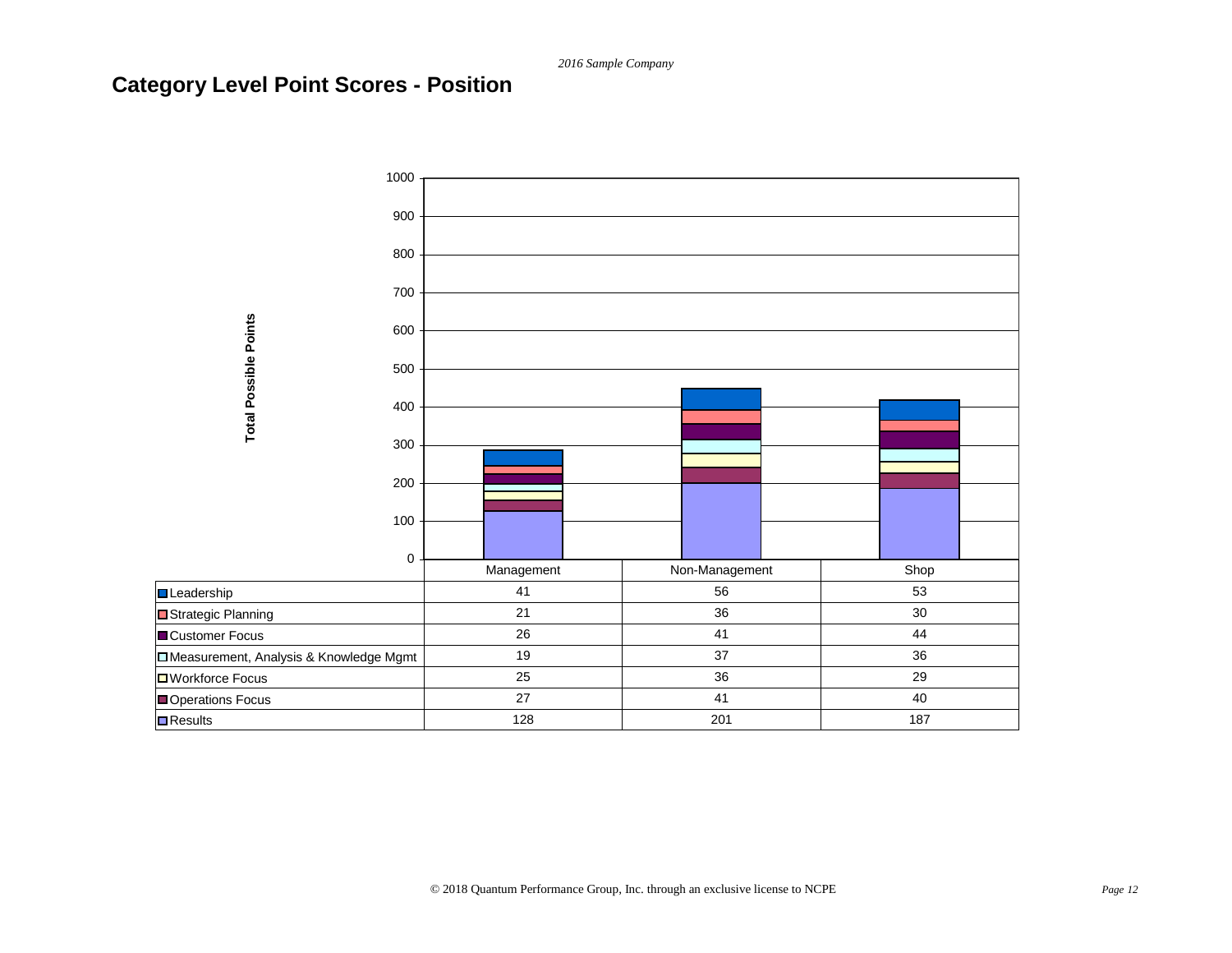# Category Level Point Scores - Position

| | Management | Non-Management | Shop |
|---|---|---|---|
| Leadership | 41 | 56 | 53 |
| Strategic Planning | 21 | 36 | 30 |
| Customer Focus | 26 | 41 | 44 |
| Measurement, Analysis & Knowledge Mgmt | 19 | 37 | 36 |
| Workforce Focus | 25 | 36 | 29 |
| Operations Focus | 27 | 41 | 40 |
| Results | 128 | 201 | 187 |

© 2018 Quantum Performance Group, Inc. through an exclusive license to NCPE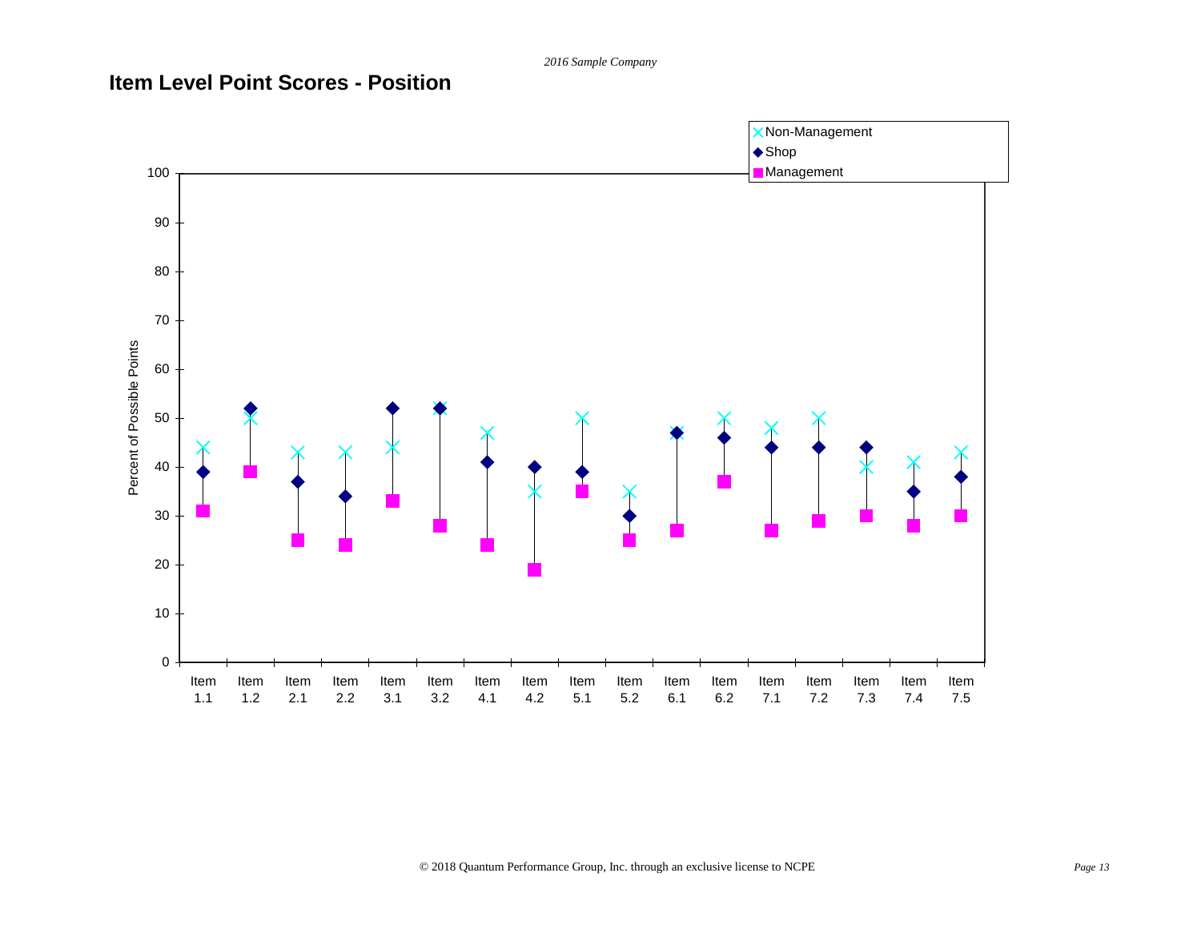## Item Level Point Scores - Position

| Item | Non-Management | Shop | Management |
|---|---|---|---|
| Item 1.1 | 44 | 39 | 31 |
| Item 1.2 | 50 | 52 | 39 |
| Item 2.1 | 43 | 37 | 25 |
| Item 2.2 | 43 | 34 | 24 |
| Item 3.1 | 44 | 52 | 33 |
| Item 3.2 | 52 | 52 | 28 |
| Item 4.1 | 47 | 41 | 24 |
| Item 4.2 | 35 | 40 | 19 |
| Item 5.1 | 50 | 39 | 35 |
| Item 5.2 | 35 | 30 | 25 |
| Item 6.1 | 47 | 47 | 27 |
| Item 6.2 | 50 | 46 | 37 |
| Item 7.1 | 48 | 44 | 27 |
| Item 7.2 | 50 | 44 | 29 |
| Item 7.3 | 40 | 44 | 30 |
| Item 7.4 | 41 | 35 | 28 |
| Item 7.5 | 43 | 38 | 30 |

Y-axis: Percent of Possible Points (0–100)

© 2018 Quantum Performance Group, Inc. through an exclusive license to NCPE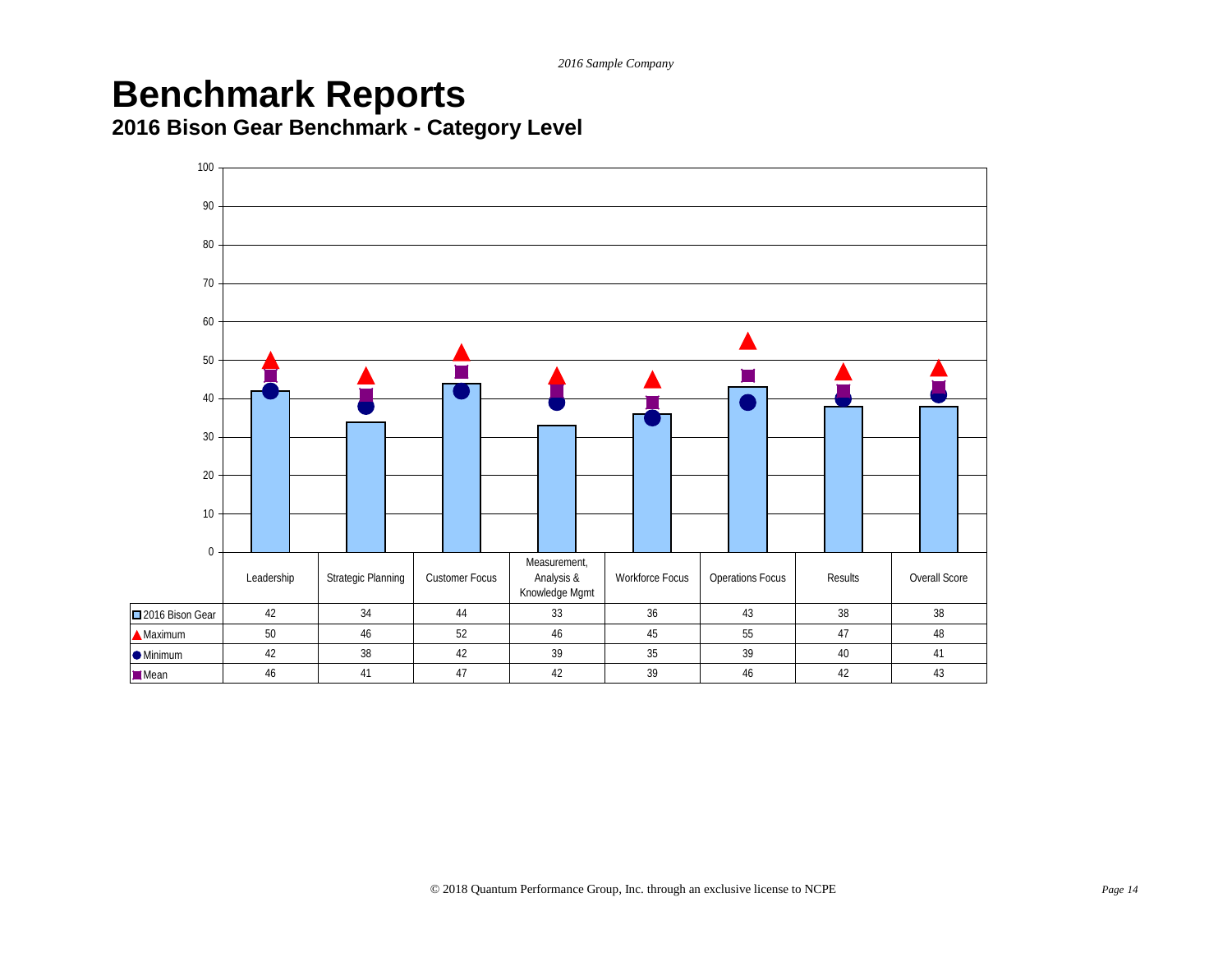# Benchmark Reports

## 2016 Bison Gear Benchmark - Category Level

|  | Leadership | Strategic Planning | Customer Focus | Measurement, Analysis & Knowledge Mgmt | Workforce Focus | Operations Focus | Results | Overall Score |
|---|---|---|---|---|---|---|---|---|
| 2016 Bison Gear | 42 | 34 | 44 | 33 | 36 | 43 | 38 | 38 |
| Maximum | 50 | 46 | 52 | 46 | 45 | 55 | 47 | 48 |
| Minimum | 42 | 38 | 42 | 39 | 35 | 39 | 40 | 41 |
| Mean | 46 | 41 | 47 | 42 | 39 | 46 | 42 | 43 |

© 2018 Quantum Performance Group, Inc. through an exclusive license to NCPE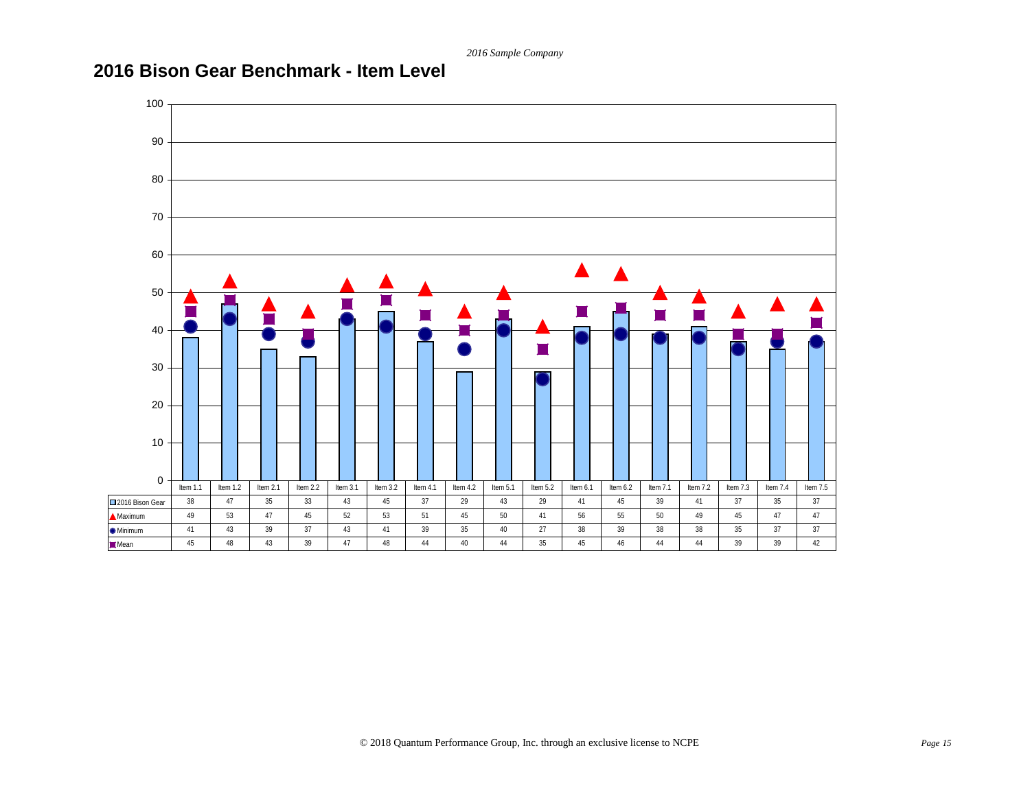# 2016 Bison Gear Benchmark - Item Level

| | Item 1.1 | Item 1.2 | Item 2.1 | Item 2.2 | Item 3.1 | Item 3.2 | Item 4.1 | Item 4.2 | Item 5.1 | Item 5.2 | Item 6.1 | Item 6.2 | Item 7.1 | Item 7.2 | Item 7.3 | Item 7.4 | Item 7.5 |
|---|---|---|---|---|---|---|---|---|---|---|---|---|---|---|---|---|---|
| 2016 Bison Gear | 38 | 47 | 35 | 33 | 43 | 45 | 37 | 29 | 43 | 29 | 41 | 45 | 39 | 41 | 37 | 35 | 37 |
| Maximum | 49 | 53 | 47 | 45 | 52 | 53 | 51 | 45 | 50 | 41 | 56 | 55 | 50 | 49 | 45 | 47 | 47 |
| Minimum | 41 | 43 | 39 | 37 | 43 | 41 | 39 | 35 | 40 | 27 | 38 | 39 | 38 | 38 | 35 | 37 | 37 |
| Mean | 45 | 48 | 43 | 39 | 47 | 48 | 44 | 40 | 44 | 35 | 45 | 46 | 44 | 44 | 39 | 39 | 42 |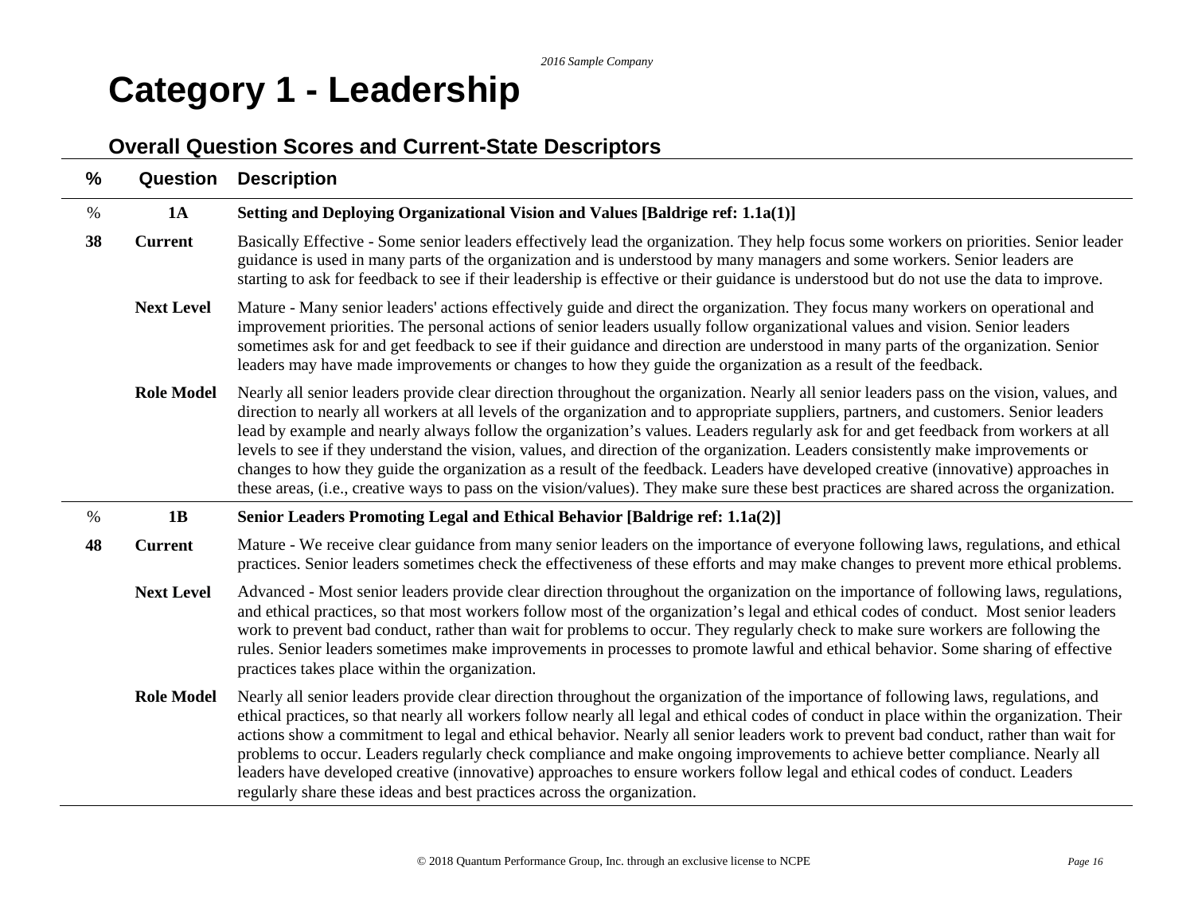# Category 1 - Leadership

## Overall Question Scores and Current-State Descriptors

| % | Question | Description |
|---|---|---|
| % | **1A** | **Setting and Deploying Organizational Vision and Values [Baldrige ref: 1.1a(1)]** |
| **38** | **Current** | Basically Effective - Some senior leaders effectively lead the organization. They help focus some workers on priorities. Senior leader guidance is used in many parts of the organization and is understood by many managers and some workers. Senior leaders are starting to ask for feedback to see if their leadership is effective or their guidance is understood but do not use the data to improve. |
| | **Next Level** | Mature - Many senior leaders' actions effectively guide and direct the organization. They focus many workers on operational and improvement priorities. The personal actions of senior leaders usually follow organizational values and vision. Senior leaders sometimes ask for and get feedback to see if their guidance and direction are understood in many parts of the organization. Senior leaders may have made improvements or changes to how they guide the organization as a result of the feedback. |
| | **Role Model** | Nearly all senior leaders provide clear direction throughout the organization. Nearly all senior leaders pass on the vision, values, and direction to nearly all workers at all levels of the organization and to appropriate suppliers, partners, and customers. Senior leaders lead by example and nearly always follow the organization's values. Leaders regularly ask for and get feedback from workers at all levels to see if they understand the vision, values, and direction of the organization. Leaders consistently make improvements or changes to how they guide the organization as a result of the feedback. Leaders have developed creative (innovative) approaches in these areas, (i.e., creative ways to pass on the vision/values). They make sure these best practices are shared across the organization. |
| % | **1B** | **Senior Leaders Promoting Legal and Ethical Behavior [Baldrige ref: 1.1a(2)]** |
| **48** | **Current** | Mature - We receive clear guidance from many senior leaders on the importance of everyone following laws, regulations, and ethical practices. Senior leaders sometimes check the effectiveness of these efforts and may make changes to prevent more ethical problems. |
| | **Next Level** | Advanced - Most senior leaders provide clear direction throughout the organization on the importance of following laws, regulations, and ethical practices, so that most workers follow most of the organization's legal and ethical codes of conduct. Most senior leaders work to prevent bad conduct, rather than wait for problems to occur. They regularly check to make sure workers are following the rules. Senior leaders sometimes make improvements in processes to promote lawful and ethical behavior. Some sharing of effective practices takes place within the organization. |
| | **Role Model** | Nearly all senior leaders provide clear direction throughout the organization of the importance of following laws, regulations, and ethical practices, so that nearly all workers follow nearly all legal and ethical codes of conduct in place within the organization. Their actions show a commitment to legal and ethical behavior. Nearly all senior leaders work to prevent bad conduct, rather than wait for problems to occur. Leaders regularly check compliance and make ongoing improvements to achieve better compliance. Nearly all leaders have developed creative (innovative) approaches to ensure workers follow legal and ethical codes of conduct. Leaders regularly share these ideas and best practices across the organization. |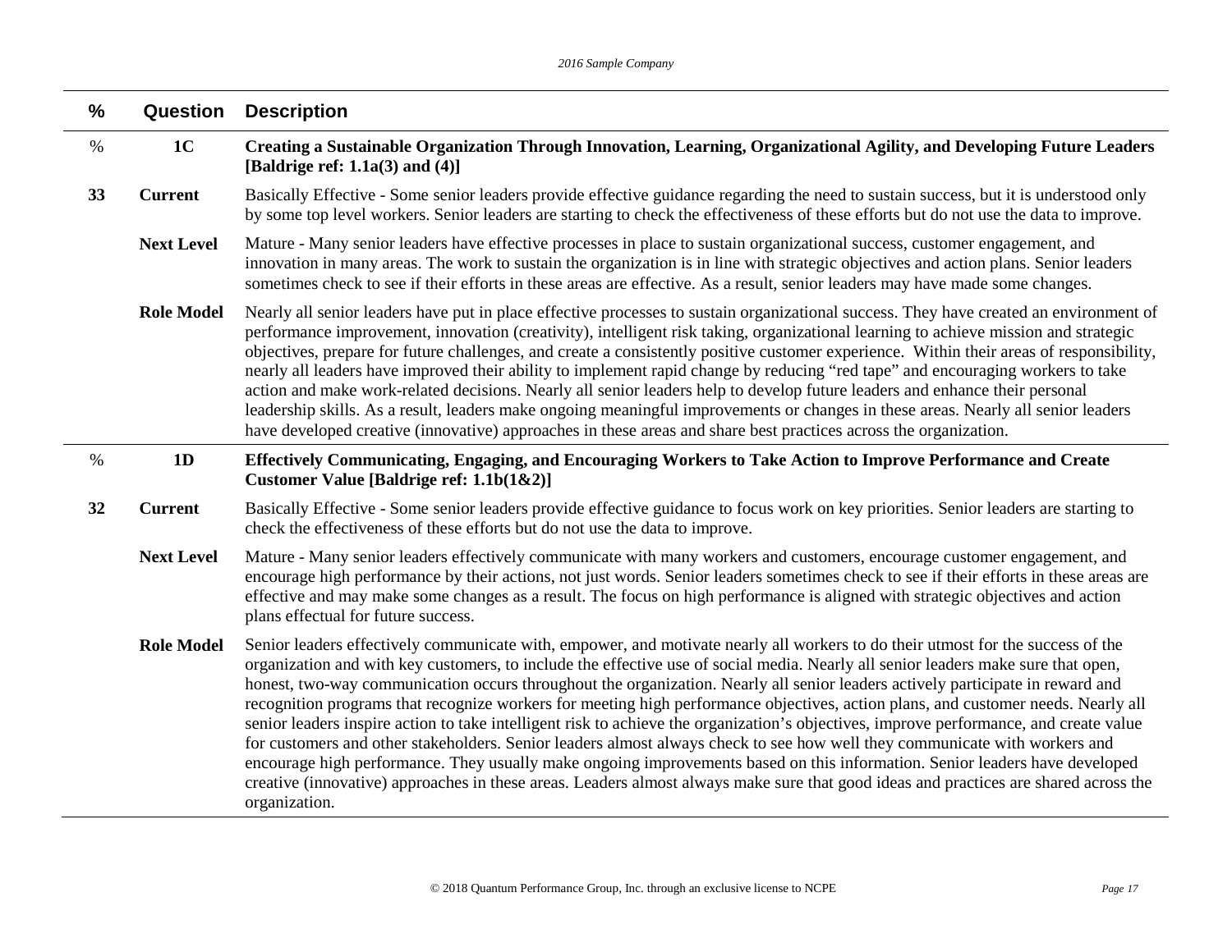| % | Question | Description |
|---|---|---|
| % | **1C** | **Creating a Sustainable Organization Through Innovation, Learning, Organizational Agility, and Developing Future Leaders [Baldrige ref: 1.1a(3) and (4)]** |
| **33** | **Current** | Basically Effective - Some senior leaders provide effective guidance regarding the need to sustain success, but it is understood only by some top level workers. Senior leaders are starting to check the effectiveness of these efforts but do not use the data to improve. |
| | **Next Level** | Mature - Many senior leaders have effective processes in place to sustain organizational success, customer engagement, and innovation in many areas. The work to sustain the organization is in line with strategic objectives and action plans. Senior leaders sometimes check to see if their efforts in these areas are effective. As a result, senior leaders may have made some changes. |
| | **Role Model** | Nearly all senior leaders have put in place effective processes to sustain organizational success. They have created an environment of performance improvement, innovation (creativity), intelligent risk taking, organizational learning to achieve mission and strategic objectives, prepare for future challenges, and create a consistently positive customer experience. Within their areas of responsibility, nearly all leaders have improved their ability to implement rapid change by reducing "red tape" and encouraging workers to take action and make work-related decisions. Nearly all senior leaders help to develop future leaders and enhance their personal leadership skills. As a result, leaders make ongoing meaningful improvements or changes in these areas. Nearly all senior leaders have developed creative (innovative) approaches in these areas and share best practices across the organization. |
| % | **1D** | **Effectively Communicating, Engaging, and Encouraging Workers to Take Action to Improve Performance and Create Customer Value [Baldrige ref: 1.1b(1&2)]** |
| **32** | **Current** | Basically Effective - Some senior leaders provide effective guidance to focus work on key priorities. Senior leaders are starting to check the effectiveness of these efforts but do not use the data to improve. |
| | **Next Level** | Mature - Many senior leaders effectively communicate with many workers and customers, encourage customer engagement, and encourage high performance by their actions, not just words. Senior leaders sometimes check to see if their efforts in these areas are effective and may make some changes as a result. The focus on high performance is aligned with strategic objectives and action plans effectual for future success. |
| | **Role Model** | Senior leaders effectively communicate with, empower, and motivate nearly all workers to do their utmost for the success of the organization and with key customers, to include the effective use of social media. Nearly all senior leaders make sure that open, honest, two-way communication occurs throughout the organization. Nearly all senior leaders actively participate in reward and recognition programs that recognize workers for meeting high performance objectives, action plans, and customer needs. Nearly all senior leaders inspire action to take intelligent risk to achieve the organization's objectives, improve performance, and create value for customers and other stakeholders. Senior leaders almost always check to see how well they communicate with workers and encourage high performance. They usually make ongoing improvements based on this information. Senior leaders have developed creative (innovative) approaches in these areas. Leaders almost always make sure that good ideas and practices are shared across the organization. |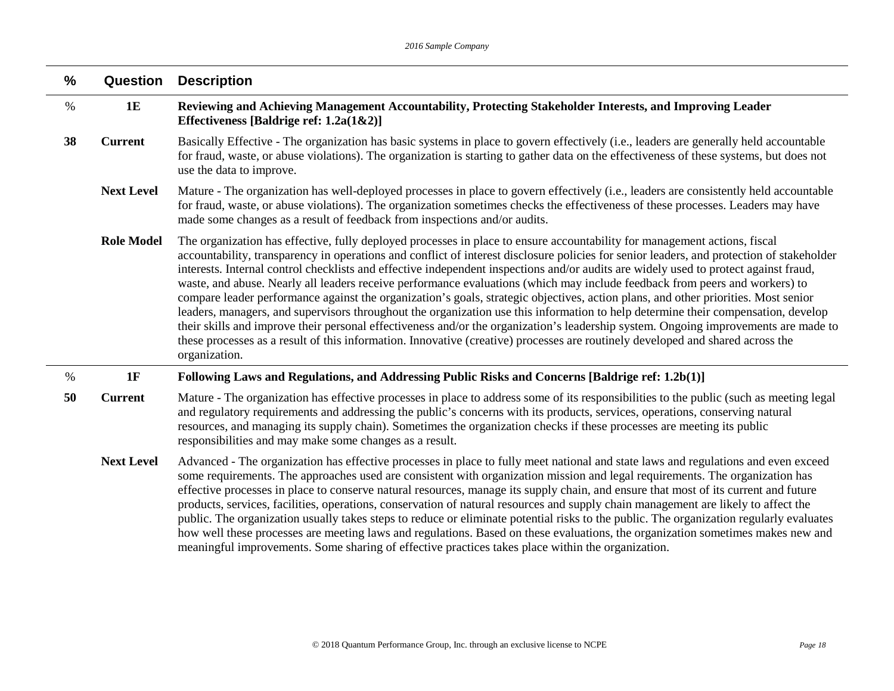| % | Question | Description |
|---|---|---|
| % | **1E** | **Reviewing and Achieving Management Accountability, Protecting Stakeholder Interests, and Improving Leader Effectiveness [Baldrige ref: 1.2a(1&2)]** |
| **38** | **Current** | Basically Effective - The organization has basic systems in place to govern effectively (i.e., leaders are generally held accountable for fraud, waste, or abuse violations). The organization is starting to gather data on the effectiveness of these systems, but does not use the data to improve. |
| | **Next Level** | Mature - The organization has well-deployed processes in place to govern effectively (i.e., leaders are consistently held accountable for fraud, waste, or abuse violations). The organization sometimes checks the effectiveness of these processes. Leaders may have made some changes as a result of feedback from inspections and/or audits. |
| | **Role Model** | The organization has effective, fully deployed processes in place to ensure accountability for management actions, fiscal accountability, transparency in operations and conflict of interest disclosure policies for senior leaders, and protection of stakeholder interests. Internal control checklists and effective independent inspections and/or audits are widely used to protect against fraud, waste, and abuse. Nearly all leaders receive performance evaluations (which may include feedback from peers and workers) to compare leader performance against the organization's goals, strategic objectives, action plans, and other priorities. Most senior leaders, managers, and supervisors throughout the organization use this information to help determine their compensation, develop their skills and improve their personal effectiveness and/or the organization's leadership system. Ongoing improvements are made to these processes as a result of this information. Innovative (creative) processes are routinely developed and shared across the organization. |
| % | **1F** | **Following Laws and Regulations, and Addressing Public Risks and Concerns [Baldrige ref: 1.2b(1)]** |
| **50** | **Current** | Mature - The organization has effective processes in place to address some of its responsibilities to the public (such as meeting legal and regulatory requirements and addressing the public's concerns with its products, services, operations, conserving natural resources, and managing its supply chain). Sometimes the organization checks if these processes are meeting its public responsibilities and may make some changes as a result. |
| | **Next Level** | Advanced - The organization has effective processes in place to fully meet national and state laws and regulations and even exceed some requirements. The approaches used are consistent with organization mission and legal requirements. The organization has effective processes in place to conserve natural resources, manage its supply chain, and ensure that most of its current and future products, services, facilities, operations, conservation of natural resources and supply chain management are likely to affect the public. The organization usually takes steps to reduce or eliminate potential risks to the public. The organization regularly evaluates how well these processes are meeting laws and regulations. Based on these evaluations, the organization sometimes makes new and meaningful improvements. Some sharing of effective practices takes place within the organization. |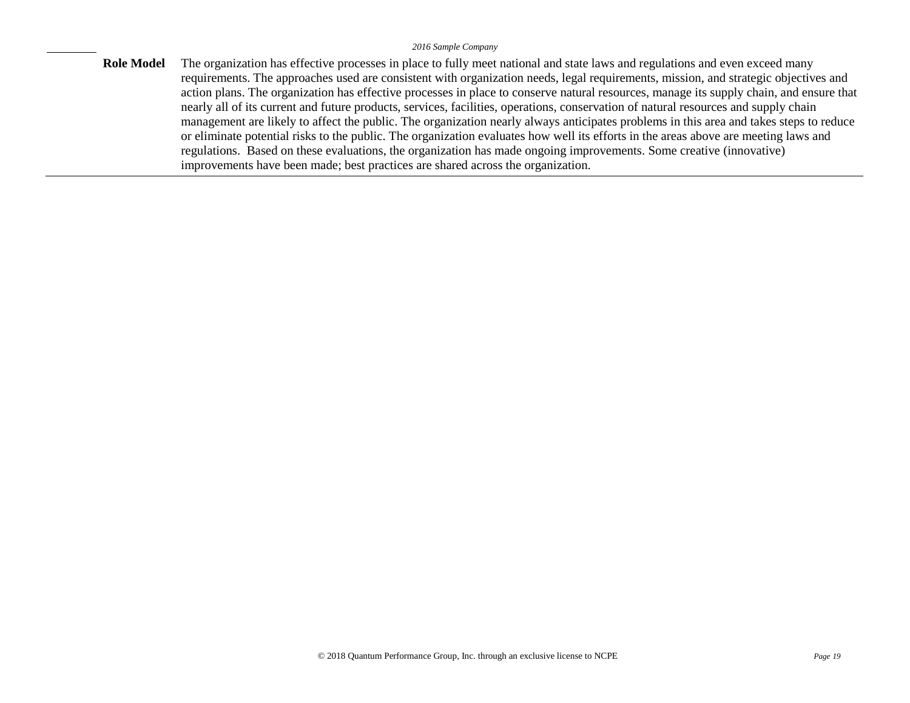**Role Model** The organization has effective processes in place to fully meet national and state laws and regulations and even exceed many requirements. The approaches used are consistent with organization needs, legal requirements, mission, and strategic objectives and action plans. The organization has effective processes in place to conserve natural resources, manage its supply chain, and ensure that nearly all of its current and future products, services, facilities, operations, conservation of natural resources and supply chain management are likely to affect the public. The organization nearly always anticipates problems in this area and takes steps to reduce or eliminate potential risks to the public. The organization evaluates how well its efforts in the areas above are meeting laws and regulations. Based on these evaluations, the organization has made ongoing improvements. Some creative (innovative) improvements have been made; best practices are shared across the organization.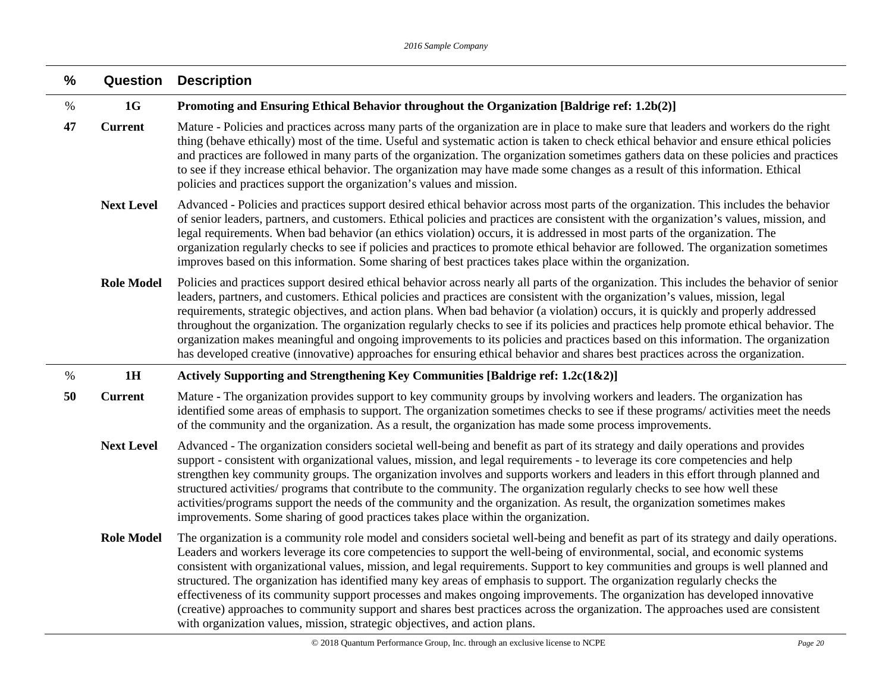| % | Question | Description |
|---|---|---|
| % | **1G** | **Promoting and Ensuring Ethical Behavior throughout the Organization [Baldrige ref: 1.2b(2)]** |
| **47** | **Current** | Mature - Policies and practices across many parts of the organization are in place to make sure that leaders and workers do the right thing (behave ethically) most of the time. Useful and systematic action is taken to check ethical behavior and ensure ethical policies and practices are followed in many parts of the organization. The organization sometimes gathers data on these policies and practices to see if they increase ethical behavior. The organization may have made some changes as a result of this information. Ethical policies and practices support the organization's values and mission. |
| | **Next Level** | Advanced - Policies and practices support desired ethical behavior across most parts of the organization. This includes the behavior of senior leaders, partners, and customers. Ethical policies and practices are consistent with the organization's values, mission, and legal requirements. When bad behavior (an ethics violation) occurs, it is addressed in most parts of the organization. The organization regularly checks to see if policies and practices to promote ethical behavior are followed. The organization sometimes improves based on this information. Some sharing of best practices takes place within the organization. |
| | **Role Model** | Policies and practices support desired ethical behavior across nearly all parts of the organization. This includes the behavior of senior leaders, partners, and customers. Ethical policies and practices are consistent with the organization's values, mission, legal requirements, strategic objectives, and action plans. When bad behavior (a violation) occurs, it is quickly and properly addressed throughout the organization. The organization regularly checks to see if its policies and practices help promote ethical behavior. The organization makes meaningful and ongoing improvements to its policies and practices based on this information. The organization has developed creative (innovative) approaches for ensuring ethical behavior and shares best practices across the organization. |
| % | **1H** | **Actively Supporting and Strengthening Key Communities [Baldrige ref: 1.2c(1&2)]** |
| **50** | **Current** | Mature - The organization provides support to key community groups by involving workers and leaders. The organization has identified some areas of emphasis to support. The organization sometimes checks to see if these programs/ activities meet the needs of the community and the organization. As a result, the organization has made some process improvements. |
| | **Next Level** | Advanced - The organization considers societal well-being and benefit as part of its strategy and daily operations and provides support - consistent with organizational values, mission, and legal requirements - to leverage its core competencies and help strengthen key community groups. The organization involves and supports workers and leaders in this effort through planned and structured activities/ programs that contribute to the community. The organization regularly checks to see how well these activities/programs support the needs of the community and the organization. As result, the organization sometimes makes improvements. Some sharing of good practices takes place within the organization. |
| | **Role Model** | The organization is a community role model and considers societal well-being and benefit as part of its strategy and daily operations. Leaders and workers leverage its core competencies to support the well-being of environmental, social, and economic systems consistent with organizational values, mission, and legal requirements. Support to key communities and groups is well planned and structured. The organization has identified many key areas of emphasis to support. The organization regularly checks the effectiveness of its community support processes and makes ongoing improvements. The organization has developed innovative (creative) approaches to community support and shares best practices across the organization. The approaches used are consistent with organization values, mission, strategic objectives, and action plans. |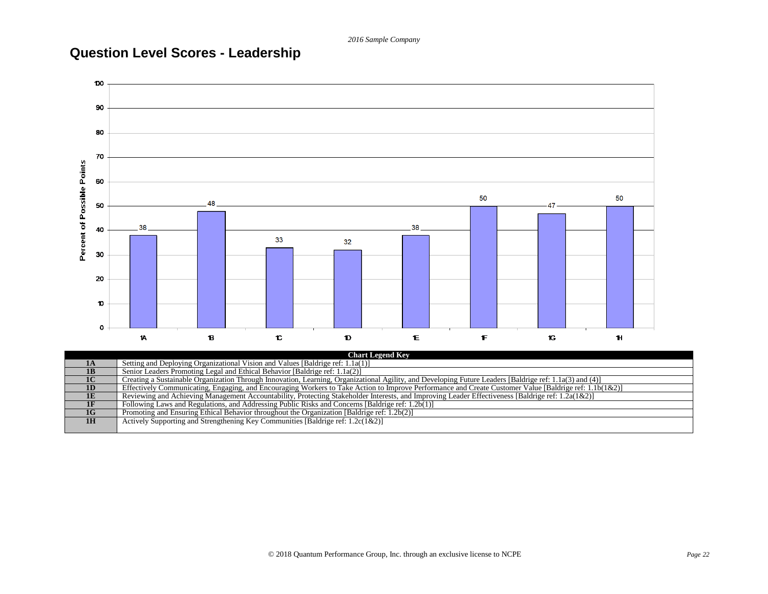## Question Level Scores - Leadership

| Question | Percent of Possible Points |
|---|---|
| 1A | 38 |
| 1B | 48 |
| 1C | 33 |
| 1D | 32 |
| 1E | 38 |
| 1F | 50 |
| 1G | 47 |
| 1H | 50 |

| Chart Legend Key | |
|---|---|
| 1A | Setting and Deploying Organizational Vision and Values [Baldrige ref: 1.1a(1)] |
| 1B | Senior Leaders Promoting Legal and Ethical Behavior [Baldrige ref: 1.1a(2)] |
| 1C | Creating a Sustainable Organization Through Innovation, Learning, Organizational Agility, and Developing Future Leaders [Baldrige ref: 1.1a(3) and (4)] |
| 1D | Effectively Communicating, Engaging, and Encouraging Workers to Take Action to Improve Performance and Create Customer Value [Baldrige ref: 1.1b(1&2)] |
| 1E | Reviewing and Achieving Management Accountability, Protecting Stakeholder Interests, and Improving Leader Effectiveness [Baldrige ref: 1.2a(1&2)] |
| 1F | Following Laws and Regulations, and Addressing Public Risks and Concerns [Baldrige ref: 1.2b(1)] |
| 1G | Promoting and Ensuring Ethical Behavior throughout the Organization [Baldrige ref: 1.2b(2)] |
| 1H | Actively Supporting and Strengthening Key Communities [Baldrige ref: 1.2c(1&2)] |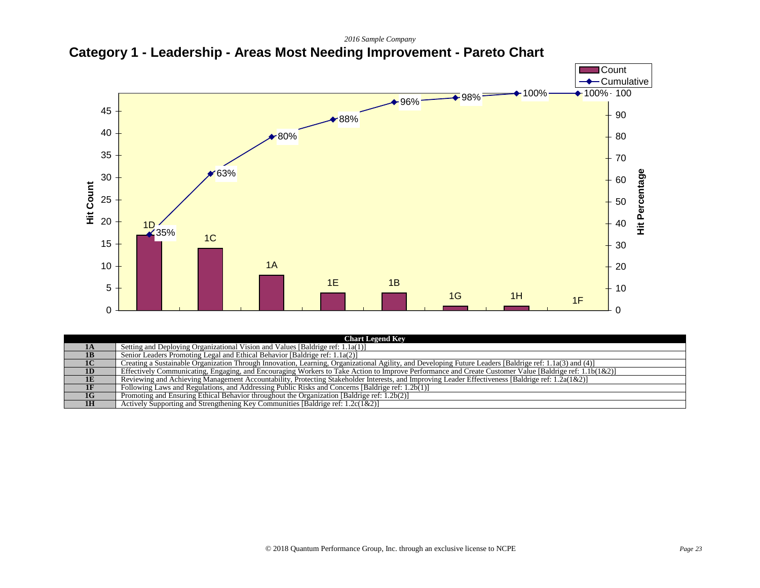*2016 Sample Company*

# Category 1 - Leadership - Areas Most Needing Improvement - Pareto Chart

| Item | Count | Cumulative |
|---|---|---|
| 1D | 17 | 35% |
| 1C | 14 | 63% |
| 1A | 8 | 80% |
| 1E | 4 | 88% |
| 1B | 4 | 96% |
| 1G | 1 | 98% |
| 1H | 1 | 100% |
| 1F | 0 | 100% |

| Chart Legend Key | |
|---|---|
| **1A** | Setting and Deploying Organizational Vision and Values [Baldrige ref: 1.1a(1)] |
| **1B** | Senior Leaders Promoting Legal and Ethical Behavior [Baldrige ref: 1.1a(2)] |
| **1C** | Creating a Sustainable Organization Through Innovation, Learning, Organizational Agility, and Developing Future Leaders [Baldrige ref: 1.1a(3) and (4)] |
| **1D** | Effectively Communicating, Engaging, and Encouraging Workers to Take Action to Improve Performance and Create Customer Value [Baldrige ref: 1.1b(1&2)] |
| **1E** | Reviewing and Achieving Management Accountability, Protecting Stakeholder Interests, and Improving Leader Effectiveness [Baldrige ref: 1.2a(1&2)] |
| **1F** | Following Laws and Regulations, and Addressing Public Risks and Concerns [Baldrige ref: 1.2b(1)] |
| **1G** | Promoting and Ensuring Ethical Behavior throughout the Organization [Baldrige ref: 1.2b(2)] |
| **1H** | Actively Supporting and Strengthening Key Communities [Baldrige ref: 1.2c(1&2)] |

© 2018 Quantum Performance Group, Inc. through an exclusive license to NCPE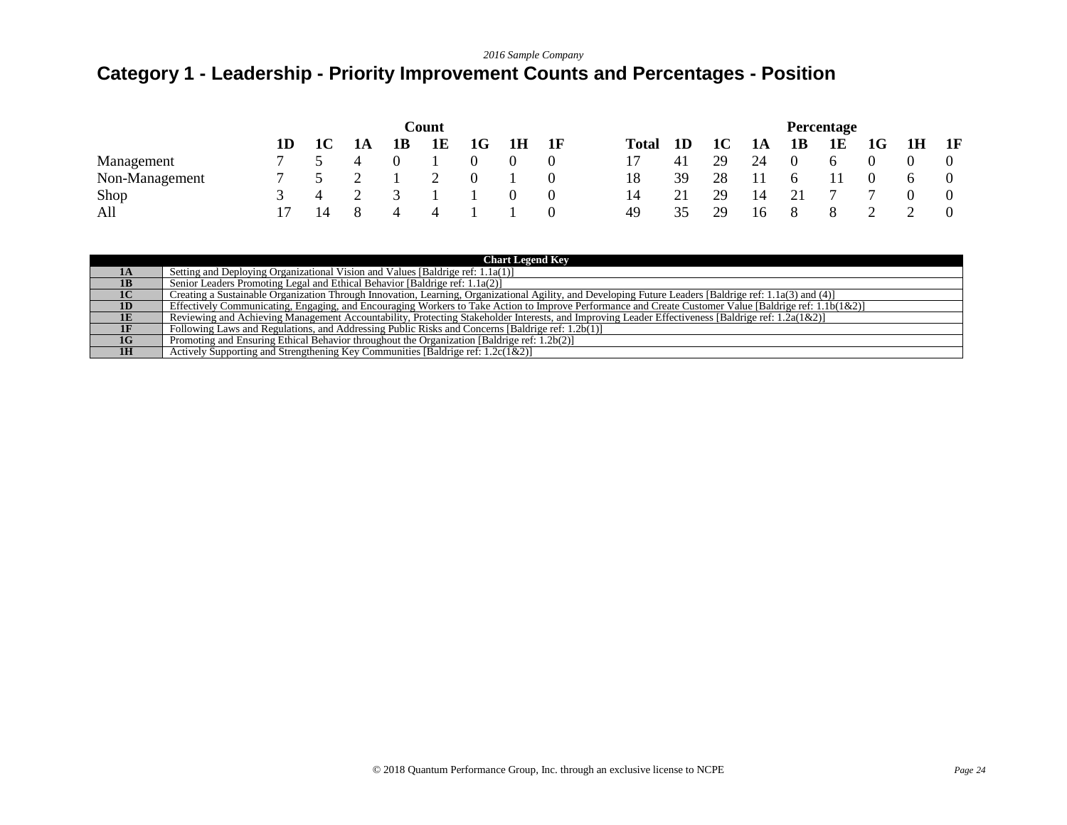*2016 Sample Company*

# Category 1 - Leadership - Priority Improvement Counts and Percentages - Position

| | Count | | | | | | | | | Percentage | | | | | | | |
|---|---|---|---|---|---|---|---|---|---|---|---|---|---|---|---|---|---|
| | 1D | 1C | 1A | 1B | 1E | 1G | 1H | 1F | Total | 1D | 1C | 1A | 1B | 1E | 1G | 1H | 1F |
| Management | 7 | 5 | 4 | 0 | 1 | 0 | 0 | 0 | 17 | 41 | 29 | 24 | 0 | 6 | 0 | 0 | 0 |
| Non-Management | 7 | 5 | 2 | 1 | 2 | 0 | 1 | 0 | 18 | 39 | 28 | 11 | 6 | 11 | 0 | 6 | 0 |
| Shop | 3 | 4 | 2 | 3 | 1 | 1 | 0 | 0 | 14 | 21 | 29 | 14 | 21 | 7 | 7 | 0 | 0 |
| All | 17 | 14 | 8 | 4 | 4 | 1 | 1 | 0 | 49 | 35 | 29 | 16 | 8 | 8 | 2 | 2 | 0 |

| Chart Legend Key | |
|---|---|
| **1A** | Setting and Deploying Organizational Vision and Values [Baldrige ref: 1.1a(1)] |
| **1B** | Senior Leaders Promoting Legal and Ethical Behavior [Baldrige ref: 1.1a(2)] |
| **1C** | Creating a Sustainable Organization Through Innovation, Learning, Organizational Agility, and Developing Future Leaders [Baldrige ref: 1.1a(3) and (4)] |
| **1D** | Effectively Communicating, Engaging, and Encouraging Workers to Take Action to Improve Performance and Create Customer Value [Baldrige ref: 1.1b(1&2)] |
| **1E** | Reviewing and Achieving Management Accountability, Protecting Stakeholder Interests, and Improving Leader Effectiveness [Baldrige ref: 1.2a(1&2)] |
| **1F** | Following Laws and Regulations, and Addressing Public Risks and Concerns [Baldrige ref: 1.2b(1)] |
| **1G** | Promoting and Ensuring Ethical Behavior throughout the Organization [Baldrige ref: 1.2b(2)] |
| **1H** | Actively Supporting and Strengthening Key Communities [Baldrige ref: 1.2c(1&2)] |

© 2018 Quantum Performance Group, Inc. through an exclusive license to NCPE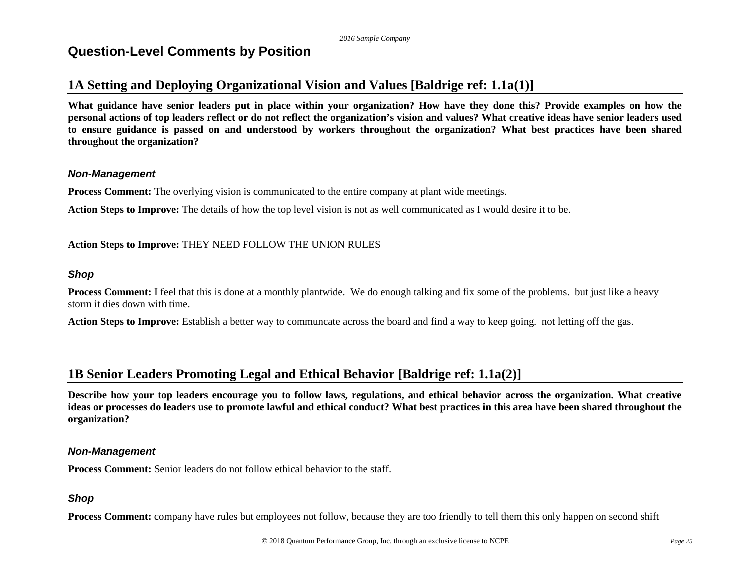## Question-Level Comments by Position

## 1A Setting and Deploying Organizational Vision and Values [Baldrige ref: 1.1a(1)]

**What guidance have senior leaders put in place within your organization? How have they done this? Provide examples on how the personal actions of top leaders reflect or do not reflect the organization's vision and values? What creative ideas have senior leaders used to ensure guidance is passed on and understood by workers throughout the organization? What best practices have been shared throughout the organization?**

### *Non-Management*

**Process Comment:** The overlying vision is communicated to the entire company at plant wide meetings.

**Action Steps to Improve:** The details of how the top level vision is not as well communicated as I would desire it to be.

**Action Steps to Improve:** THEY NEED FOLLOW THE UNION RULES

### *Shop*

**Process Comment:** I feel that this is done at a monthly plantwide. We do enough talking and fix some of the problems. but just like a heavy storm it dies down with time.

**Action Steps to Improve:** Establish a better way to communcate across the board and find a way to keep going. not letting off the gas.

## 1B Senior Leaders Promoting Legal and Ethical Behavior [Baldrige ref: 1.1a(2)]

**Describe how your top leaders encourage you to follow laws, regulations, and ethical behavior across the organization. What creative ideas or processes do leaders use to promote lawful and ethical conduct? What best practices in this area have been shared throughout the organization?**

### *Non-Management*

**Process Comment:** Senior leaders do not follow ethical behavior to the staff.

### *Shop*

**Process Comment:** company have rules but employees not follow, because they are too friendly to tell them this only happen on second shift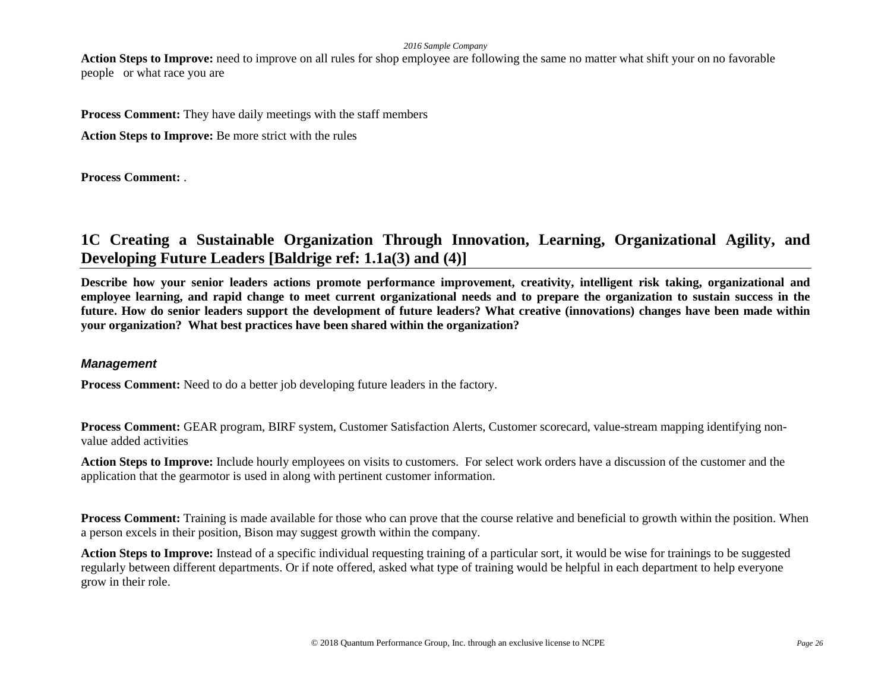**Action Steps to Improve:** need to improve on all rules for shop employee are following the same no matter what shift your on no favorable people or what race you are

**Process Comment:** They have daily meetings with the staff members

**Action Steps to Improve:** Be more strict with the rules

**Process Comment:** .

## 1C Creating a Sustainable Organization Through Innovation, Learning, Organizational Agility, and Developing Future Leaders [Baldrige ref: 1.1a(3) and (4)]

**Describe how your senior leaders actions promote performance improvement, creativity, intelligent risk taking, organizational and employee learning, and rapid change to meet current organizational needs and to prepare the organization to sustain success in the future. How do senior leaders support the development of future leaders? What creative (innovations) changes have been made within your organization? What best practices have been shared within the organization?**

### *Management*

**Process Comment:** Need to do a better job developing future leaders in the factory.

**Process Comment:** GEAR program, BIRF system, Customer Satisfaction Alerts, Customer scorecard, value-stream mapping identifying non-value added activities

**Action Steps to Improve:** Include hourly employees on visits to customers. For select work orders have a discussion of the customer and the application that the gearmotor is used in along with pertinent customer information.

**Process Comment:** Training is made available for those who can prove that the course relative and beneficial to growth within the position. When a person excels in their position, Bison may suggest growth within the company.

**Action Steps to Improve:** Instead of a specific individual requesting training of a particular sort, it would be wise for trainings to be suggested regularly between different departments. Or if note offered, asked what type of training would be helpful in each department to help everyone grow in their role.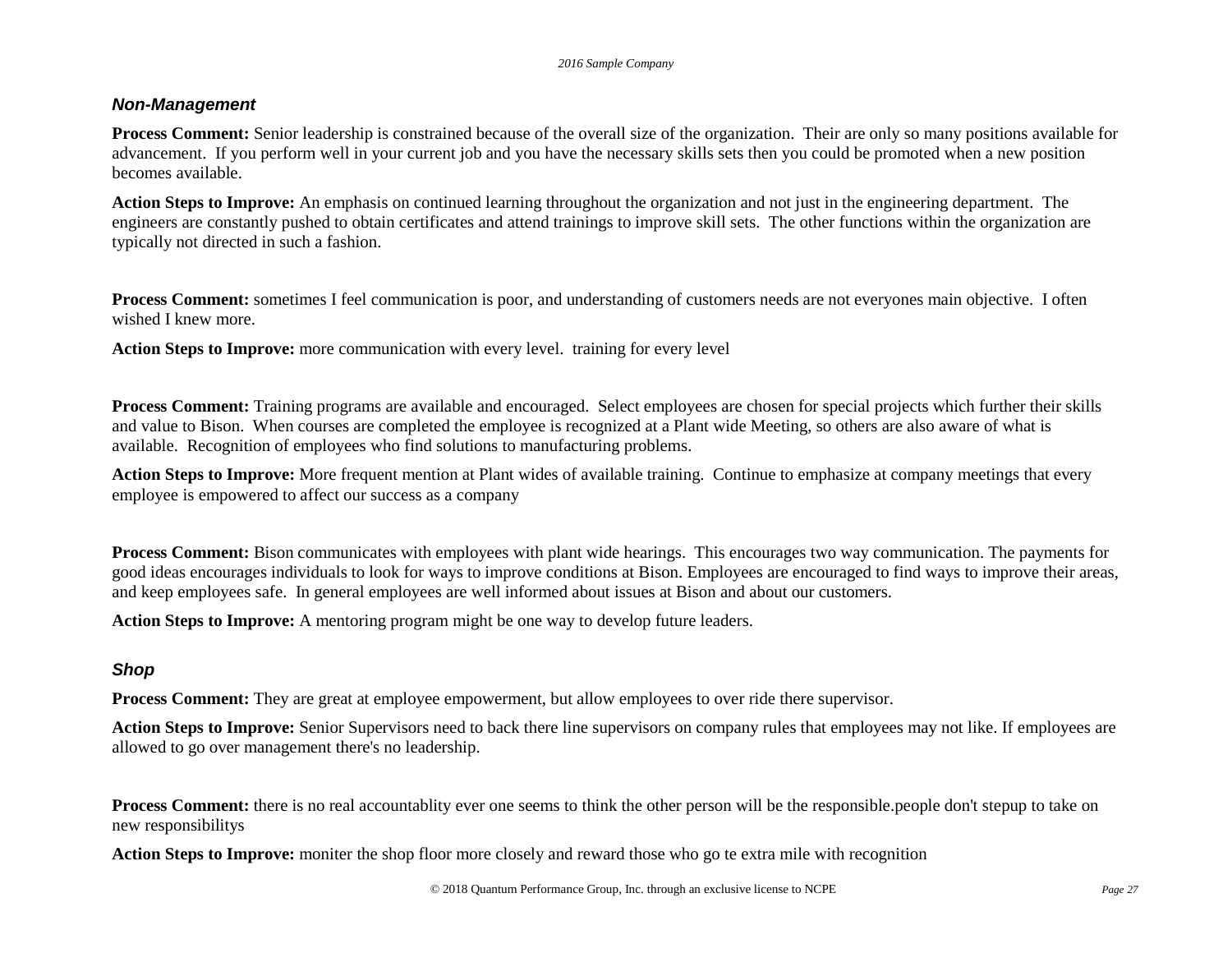### *Non-Management*

**Process Comment:** Senior leadership is constrained because of the overall size of the organization.  Their are only so many positions available for advancement.  If you perform well in your current job and you have the necessary skills sets then you could be promoted when a new position becomes available.

**Action Steps to Improve:** An emphasis on continued learning throughout the organization and not just in the engineering department.  The engineers are constantly pushed to obtain certificates and attend trainings to improve skill sets.  The other functions within the organization are typically not directed in such a fashion.

**Process Comment:** sometimes I feel communication is poor, and understanding of customers needs are not everyones main objective.  I often wished I knew more.

**Action Steps to Improve:** more communication with every level.  training for every level

**Process Comment:** Training programs are available and encouraged.  Select employees are chosen for special projects which further their skills and value to Bison.  When courses are completed the employee is recognized at a Plant wide Meeting, so others are also aware of what is available.  Recognition of employees who find solutions to manufacturing problems.

**Action Steps to Improve:** More frequent mention at Plant wides of available training.  Continue to emphasize at company meetings that every employee is empowered to affect our success as a company

**Process Comment:** Bison communicates with employees with plant wide hearings.  This encourages two way communication. The payments for good ideas encourages individuals to look for ways to improve conditions at Bison. Employees are encouraged to find ways to improve their areas, and keep employees safe.  In general employees are well informed about issues at Bison and about our customers.

**Action Steps to Improve:** A mentoring program might be one way to develop future leaders.

### *Shop*

**Process Comment:** They are great at employee empowerment, but allow employees to over ride there supervisor.

**Action Steps to Improve:** Senior Supervisors need to back there line supervisors on company rules that employees may not like. If employees are allowed to go over management there's no leadership.

**Process Comment:** there is no real accountablity ever one seems to think the other person will be the responsible.people don't stepup to take on new responsibilitys

**Action Steps to Improve:** moniter the shop floor more closely and reward those who go te extra mile with recognition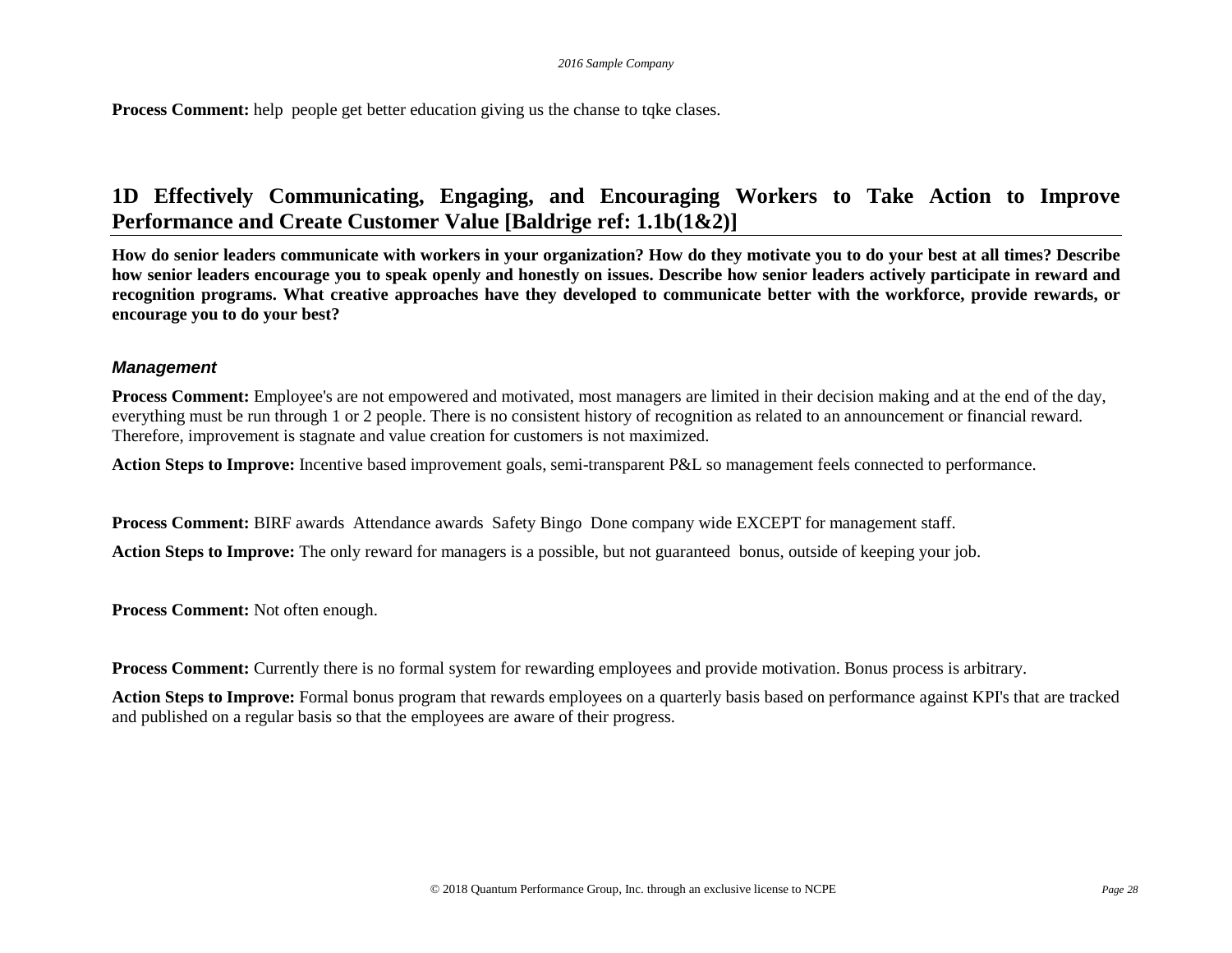**Process Comment:** help  people get better education giving us the chanse to tqke clases.

## 1D Effectively Communicating, Engaging, and Encouraging Workers to Take Action to Improve Performance and Create Customer Value [Baldrige ref: 1.1b(1&2)]

**How do senior leaders communicate with workers in your organization? How do they motivate you to do your best at all times? Describe how senior leaders encourage you to speak openly and honestly on issues. Describe how senior leaders actively participate in reward and recognition programs. What creative approaches have they developed to communicate better with the workforce, provide rewards, or encourage you to do your best?**

### *Management*

**Process Comment:** Employee's are not empowered and motivated, most managers are limited in their decision making and at the end of the day, everything must be run through 1 or 2 people. There is no consistent history of recognition as related to an announcement or financial reward. Therefore, improvement is stagnate and value creation for customers is not maximized.

**Action Steps to Improve:** Incentive based improvement goals, semi-transparent P&L so management feels connected to performance.

**Process Comment:** BIRF awards  Attendance awards  Safety Bingo  Done company wide EXCEPT for management staff.

**Action Steps to Improve:** The only reward for managers is a possible, but not guaranteed  bonus, outside of keeping your job.

**Process Comment:** Not often enough.

**Process Comment:** Currently there is no formal system for rewarding employees and provide motivation. Bonus process is arbitrary.

**Action Steps to Improve:** Formal bonus program that rewards employees on a quarterly basis based on performance against KPI's that are tracked and published on a regular basis so that the employees are aware of their progress.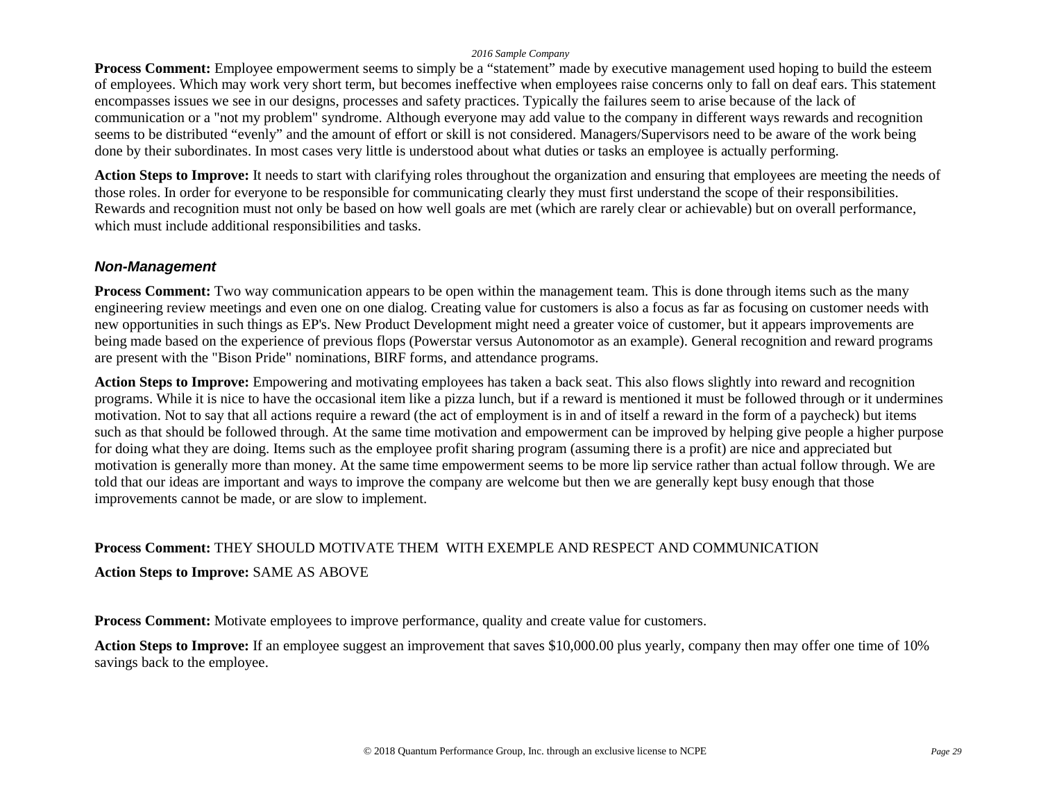**Process Comment:** Employee empowerment seems to simply be a “statement” made by executive management used hoping to build the esteem of employees. Which may work very short term, but becomes ineffective when employees raise concerns only to fall on deaf ears. This statement encompasses issues we see in our designs, processes and safety practices. Typically the failures seem to arise because of the lack of communication or a "not my problem" syndrome. Although everyone may add value to the company in different ways rewards and recognition seems to be distributed “evenly” and the amount of effort or skill is not considered. Managers/Supervisors need to be aware of the work being done by their subordinates. In most cases very little is understood about what duties or tasks an employee is actually performing.

**Action Steps to Improve:** It needs to start with clarifying roles throughout the organization and ensuring that employees are meeting the needs of those roles. In order for everyone to be responsible for communicating clearly they must first understand the scope of their responsibilities. Rewards and recognition must not only be based on how well goals are met (which are rarely clear or achievable) but on overall performance, which must include additional responsibilities and tasks.

### *Non-Management*

**Process Comment:** Two way communication appears to be open within the management team. This is done through items such as the many engineering review meetings and even one on one dialog. Creating value for customers is also a focus as far as focusing on customer needs with new opportunities in such things as EP's. New Product Development might need a greater voice of customer, but it appears improvements are being made based on the experience of previous flops (Powerstar versus Autonomotor as an example). General recognition and reward programs are present with the "Bison Pride" nominations, BIRF forms, and attendance programs.

**Action Steps to Improve:** Empowering and motivating employees has taken a back seat. This also flows slightly into reward and recognition programs. While it is nice to have the occasional item like a pizza lunch, but if a reward is mentioned it must be followed through or it undermines motivation. Not to say that all actions require a reward (the act of employment is in and of itself a reward in the form of a paycheck) but items such as that should be followed through. At the same time motivation and empowerment can be improved by helping give people a higher purpose for doing what they are doing. Items such as the employee profit sharing program (assuming there is a profit) are nice and appreciated but motivation is generally more than money. At the same time empowerment seems to be more lip service rather than actual follow through. We are told that our ideas are important and ways to improve the company are welcome but then we are generally kept busy enough that those improvements cannot be made, or are slow to implement.

**Process Comment:** THEY SHOULD MOTIVATE THEM WITH EXEMPLE AND RESPECT AND COMMUNICATION

**Action Steps to Improve:** SAME AS ABOVE

**Process Comment:** Motivate employees to improve performance, quality and create value for customers.

**Action Steps to Improve:** If an employee suggest an improvement that saves $10,000.00 plus yearly, company then may offer one time of 10% savings back to the employee.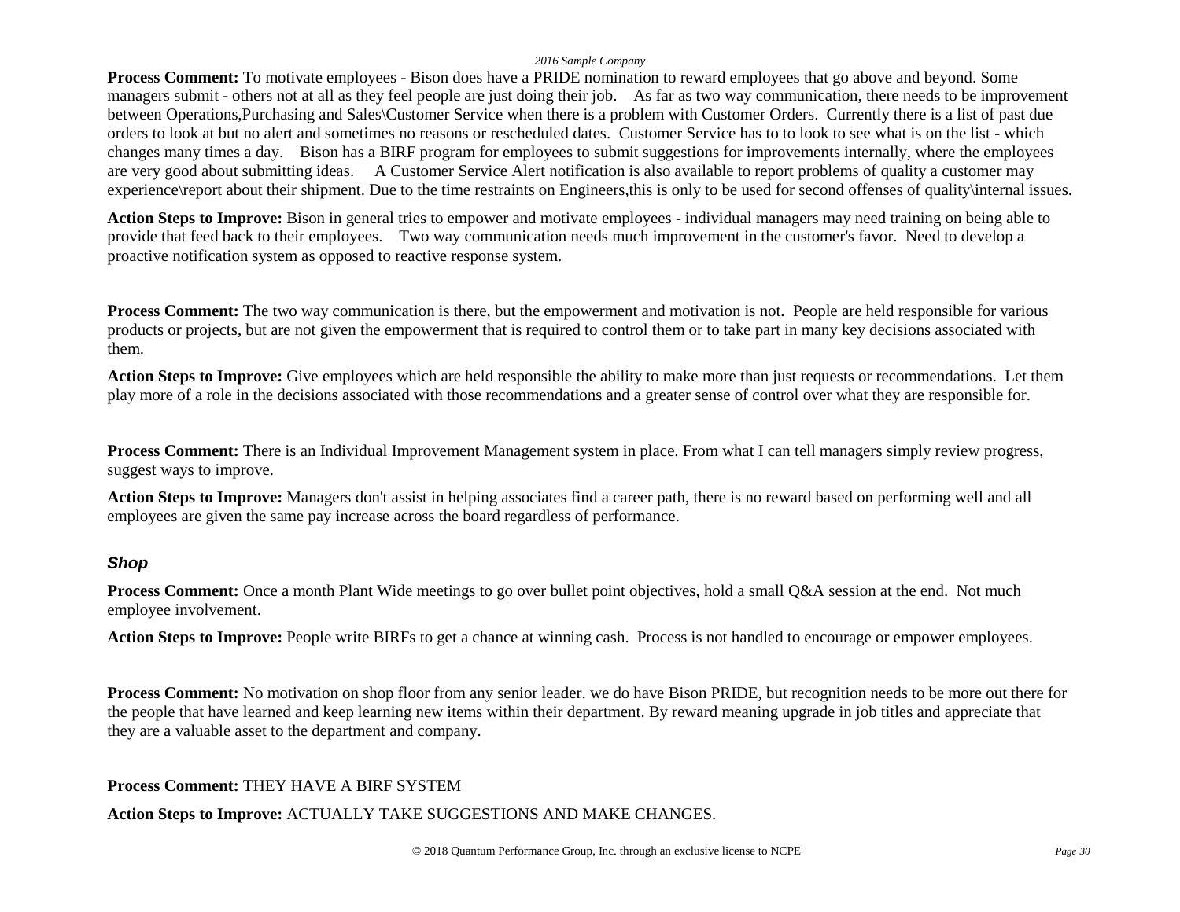**Process Comment:** To motivate employees - Bison does have a PRIDE nomination to reward employees that go above and beyond. Some managers submit - others not at all as they feel people are just doing their job. As far as two way communication, there needs to be improvement between Operations,Purchasing and Sales\Customer Service when there is a problem with Customer Orders. Currently there is a list of past due orders to look at but no alert and sometimes no reasons or rescheduled dates. Customer Service has to to look to see what is on the list - which changes many times a day. Bison has a BIRF program for employees to submit suggestions for improvements internally, where the employees are very good about submitting ideas. A Customer Service Alert notification is also available to report problems of quality a customer may experience\report about their shipment. Due to the time restraints on Engineers,this is only to be used for second offenses of quality\internal issues.

**Action Steps to Improve:** Bison in general tries to empower and motivate employees - individual managers may need training on being able to provide that feed back to their employees. Two way communication needs much improvement in the customer's favor. Need to develop a proactive notification system as opposed to reactive response system.

**Process Comment:** The two way communication is there, but the empowerment and motivation is not. People are held responsible for various products or projects, but are not given the empowerment that is required to control them or to take part in many key decisions associated with them.

**Action Steps to Improve:** Give employees which are held responsible the ability to make more than just requests or recommendations. Let them play more of a role in the decisions associated with those recommendations and a greater sense of control over what they are responsible for.

**Process Comment:** There is an Individual Improvement Management system in place. From what I can tell managers simply review progress, suggest ways to improve.

**Action Steps to Improve:** Managers don't assist in helping associates find a career path, there is no reward based on performing well and all employees are given the same pay increase across the board regardless of performance.

### *Shop*

**Process Comment:** Once a month Plant Wide meetings to go over bullet point objectives, hold a small Q&A session at the end. Not much employee involvement.

**Action Steps to Improve:** People write BIRFs to get a chance at winning cash. Process is not handled to encourage or empower employees.

**Process Comment:** No motivation on shop floor from any senior leader. we do have Bison PRIDE, but recognition needs to be more out there for the people that have learned and keep learning new items within their department. By reward meaning upgrade in job titles and appreciate that they are a valuable asset to the department and company.

**Process Comment:** THEY HAVE A BIRF SYSTEM

**Action Steps to Improve:** ACTUALLY TAKE SUGGESTIONS AND MAKE CHANGES.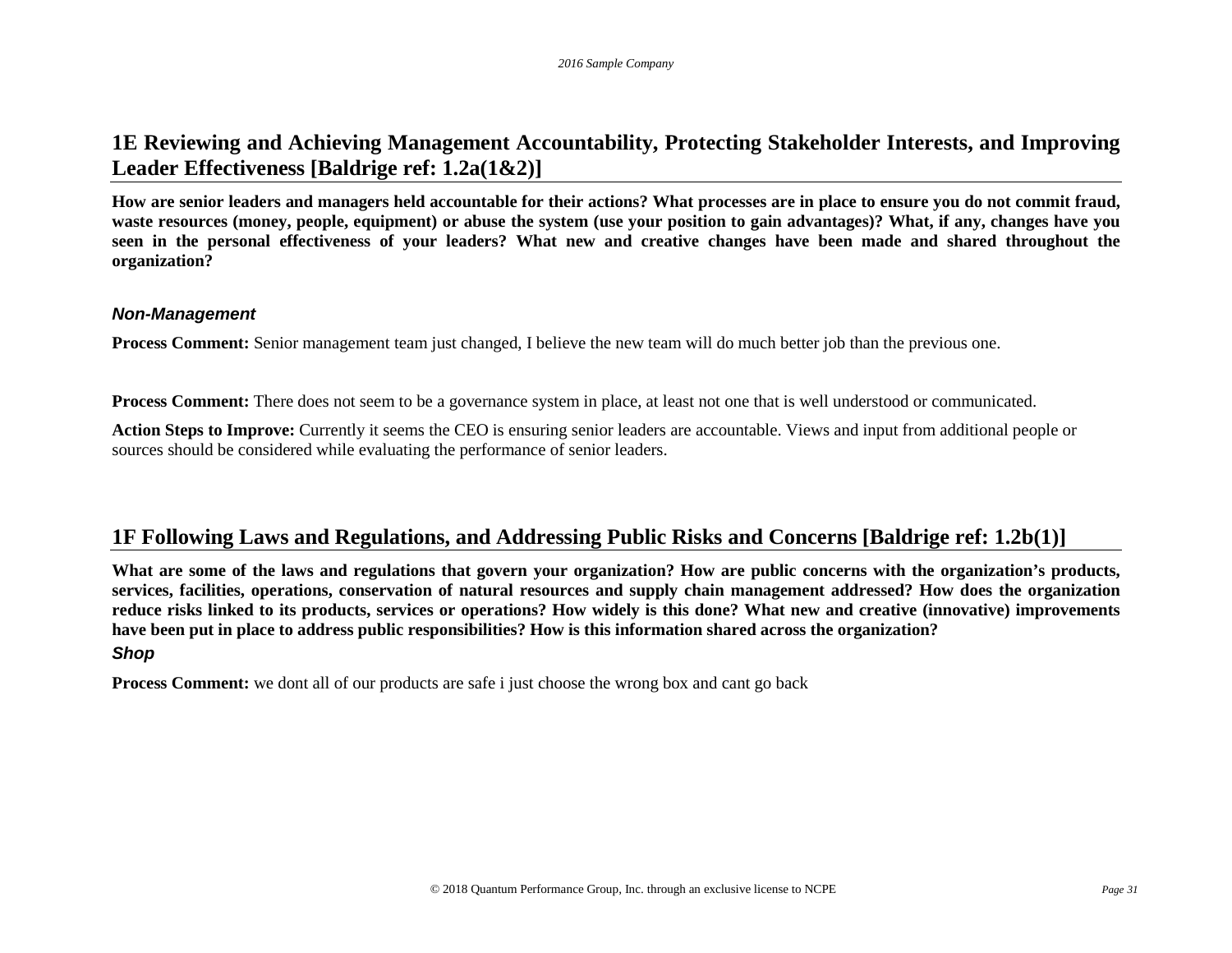## 1E Reviewing and Achieving Management Accountability, Protecting Stakeholder Interests, and Improving Leader Effectiveness [Baldrige ref: 1.2a(1&2)]

**How are senior leaders and managers held accountable for their actions? What processes are in place to ensure you do not commit fraud, waste resources (money, people, equipment) or abuse the system (use your position to gain advantages)? What, if any, changes have you seen in the personal effectiveness of your leaders? What new and creative changes have been made and shared throughout the organization?**

### *Non-Management*

**Process Comment:** Senior management team just changed, I believe the new team will do much better job than the previous one.

**Process Comment:** There does not seem to be a governance system in place, at least not one that is well understood or communicated.

**Action Steps to Improve:** Currently it seems the CEO is ensuring senior leaders are accountable. Views and input from additional people or sources should be considered while evaluating the performance of senior leaders.

## 1F Following Laws and Regulations, and Addressing Public Risks and Concerns [Baldrige ref: 1.2b(1)]

**What are some of the laws and regulations that govern your organization? How are public concerns with the organization's products, services, facilities, operations, conservation of natural resources and supply chain management addressed? How does the organization reduce risks linked to its products, services or operations? How widely is this done? What new and creative (innovative) improvements have been put in place to address public responsibilities? How is this information shared across the organization?**

### *Shop*

**Process Comment:** we dont all of our products are safe i just choose the wrong box and cant go back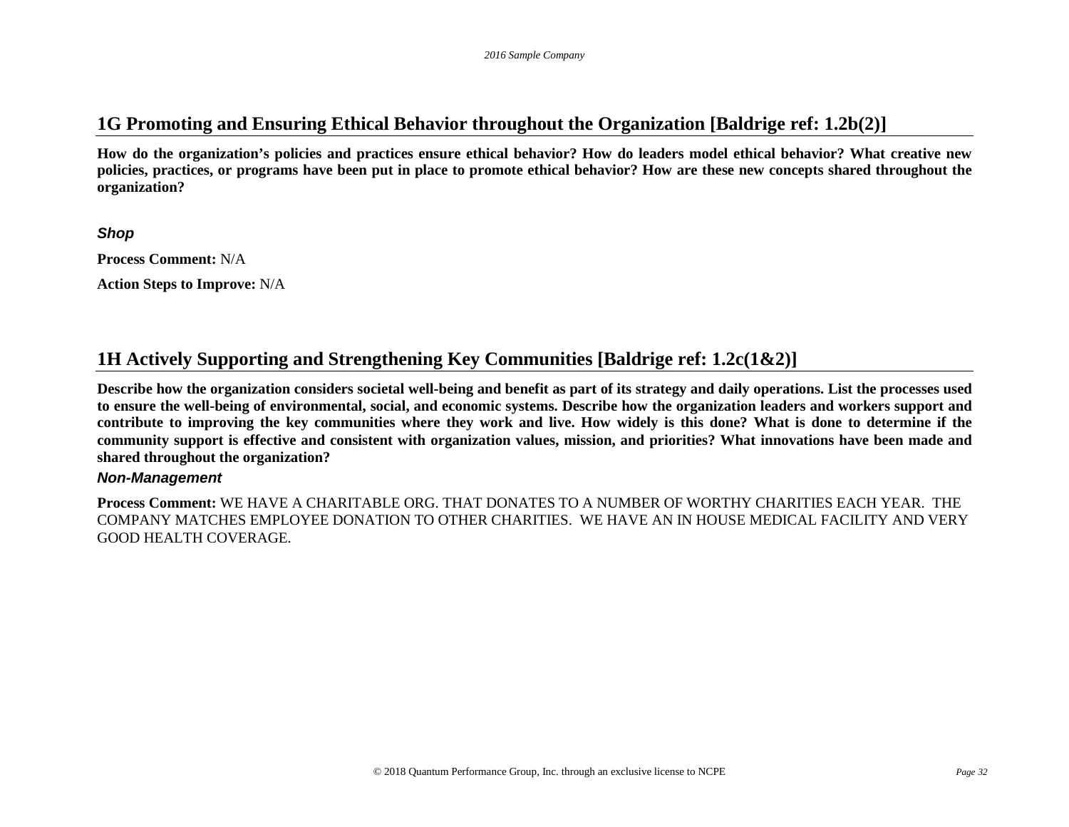## 1G Promoting and Ensuring Ethical Behavior throughout the Organization [Baldrige ref: 1.2b(2)]

**How do the organization's policies and practices ensure ethical behavior? How do leaders model ethical behavior? What creative new policies, practices, or programs have been put in place to promote ethical behavior? How are these new concepts shared throughout the organization?**

### *Shop*

**Process Comment:** N/A

**Action Steps to Improve:** N/A

## 1H Actively Supporting and Strengthening Key Communities [Baldrige ref: 1.2c(1&2)]

**Describe how the organization considers societal well-being and benefit as part of its strategy and daily operations. List the processes used to ensure the well-being of environmental, social, and economic systems. Describe how the organization leaders and workers support and contribute to improving the key communities where they work and live. How widely is this done? What is done to determine if the community support is effective and consistent with organization values, mission, and priorities? What innovations have been made and shared throughout the organization?**

### *Non-Management*

**Process Comment:** WE HAVE A CHARITABLE ORG. THAT DONATES TO A NUMBER OF WORTHY CHARITIES EACH YEAR. THE COMPANY MATCHES EMPLOYEE DONATION TO OTHER CHARITIES. WE HAVE AN IN HOUSE MEDICAL FACILITY AND VERY GOOD HEALTH COVERAGE.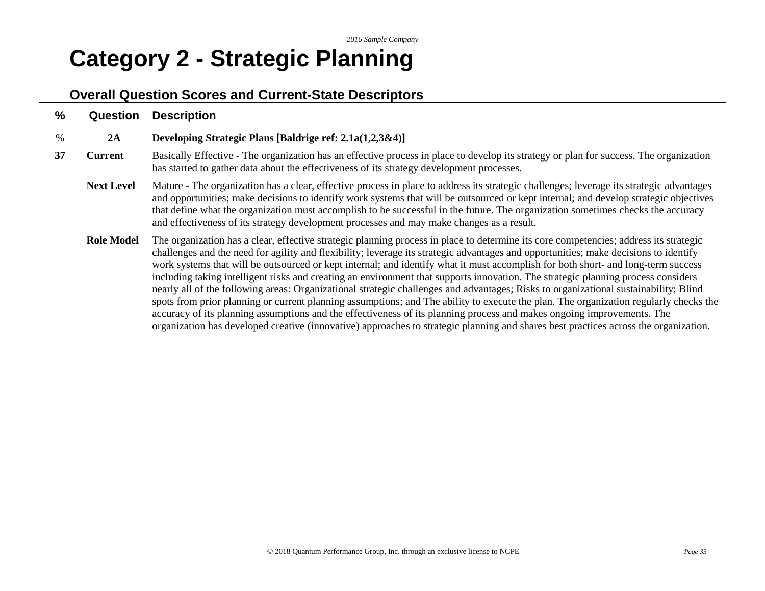# Category 2 - Strategic Planning

## Overall Question Scores and Current-State Descriptors

| % | Question | Description |
|---|---|---|
| % | **2A** | **Developing Strategic Plans [Baldrige ref: 2.1a(1,2,3&4)]** |
| **37** | **Current** | Basically Effective - The organization has an effective process in place to develop its strategy or plan for success. The organization has started to gather data about the effectiveness of its strategy development processes. |
| | **Next Level** | Mature - The organization has a clear, effective process in place to address its strategic challenges; leverage its strategic advantages and opportunities; make decisions to identify work systems that will be outsourced or kept internal; and develop strategic objectives that define what the organization must accomplish to be successful in the future. The organization sometimes checks the accuracy and effectiveness of its strategy development processes and may make changes as a result. |
| | **Role Model** | The organization has a clear, effective strategic planning process in place to determine its core competencies; address its strategic challenges and the need for agility and flexibility; leverage its strategic advantages and opportunities; make decisions to identify work systems that will be outsourced or kept internal; and identify what it must accomplish for both short- and long-term success including taking intelligent risks and creating an environment that supports innovation. The strategic planning process considers nearly all of the following areas: Organizational strategic challenges and advantages; Risks to organizational sustainability; Blind spots from prior planning or current planning assumptions; and The ability to execute the plan. The organization regularly checks the accuracy of its planning assumptions and the effectiveness of its planning process and makes ongoing improvements. The organization has developed creative (innovative) approaches to strategic planning and shares best practices across the organization. |